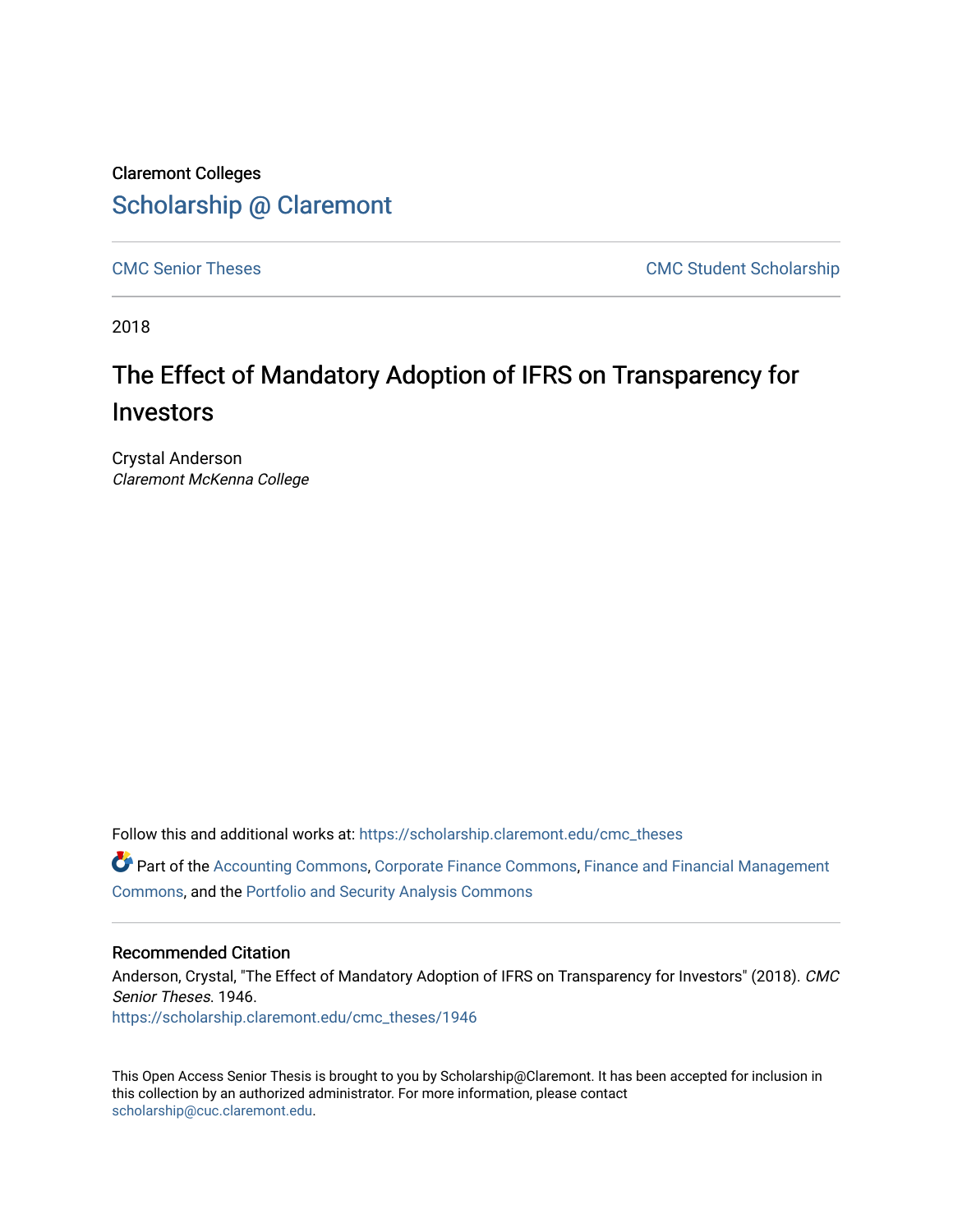Claremont Colleges

# Scholarship @ Claremont

CMC Senior Theses | CMC Student Scholarship

2018

# The Effect of Mandatory Adoption of IFRS on Transparency for Investors

Crystal Anderson

*Claremont McKenna College*

Follow this and additional works at: https://scholarship.claremont.edu/cmc_theses

Part of the Accounting Commons, Corporate Finance Commons, Finance and Financial Management Commons, and the Portfolio and Security Analysis Commons

## Recommended Citation

Anderson, Crystal, "The Effect of Mandatory Adoption of IFRS on Transparency for Investors" (2018). *CMC Senior Theses*. 1946.
https://scholarship.claremont.edu/cmc_theses/1946

This Open Access Senior Thesis is brought to you by Scholarship@Claremont. It has been accepted for inclusion in this collection by an authorized administrator. For more information, please contact scholarship@cuc.claremont.edu.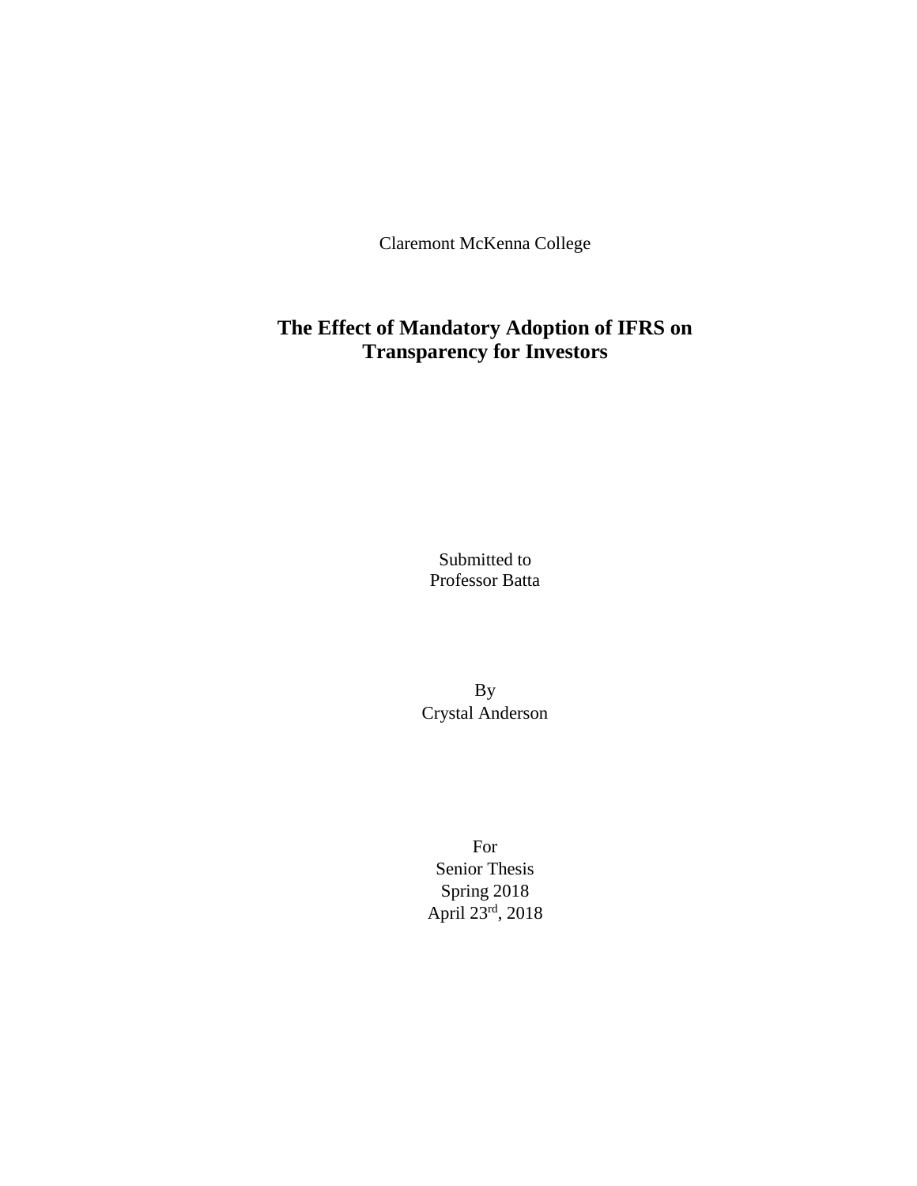Claremont McKenna College

# The Effect of Mandatory Adoption of IFRS on Transparency for Investors

Submitted to
Professor Batta

By
Crystal Anderson

For
Senior Thesis
Spring 2018
April 23rd, 2018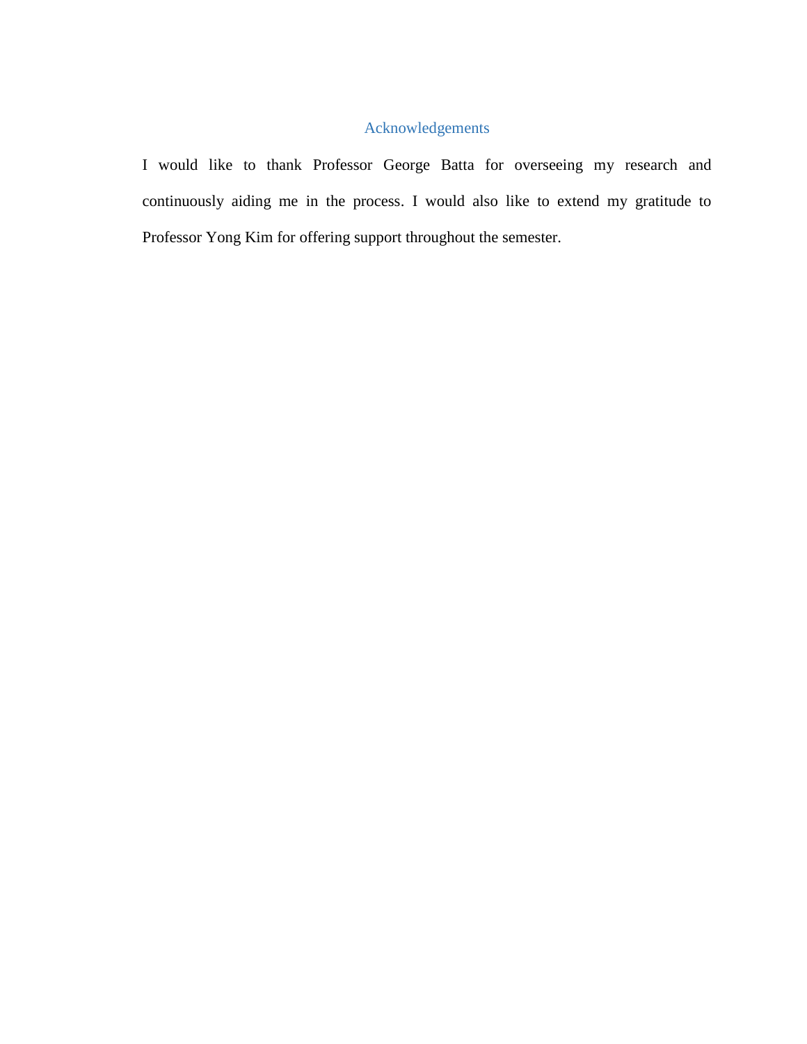# Acknowledgements

I would like to thank Professor George Batta for overseeing my research and continuously aiding me in the process. I would also like to extend my gratitude to Professor Yong Kim for offering support throughout the semester.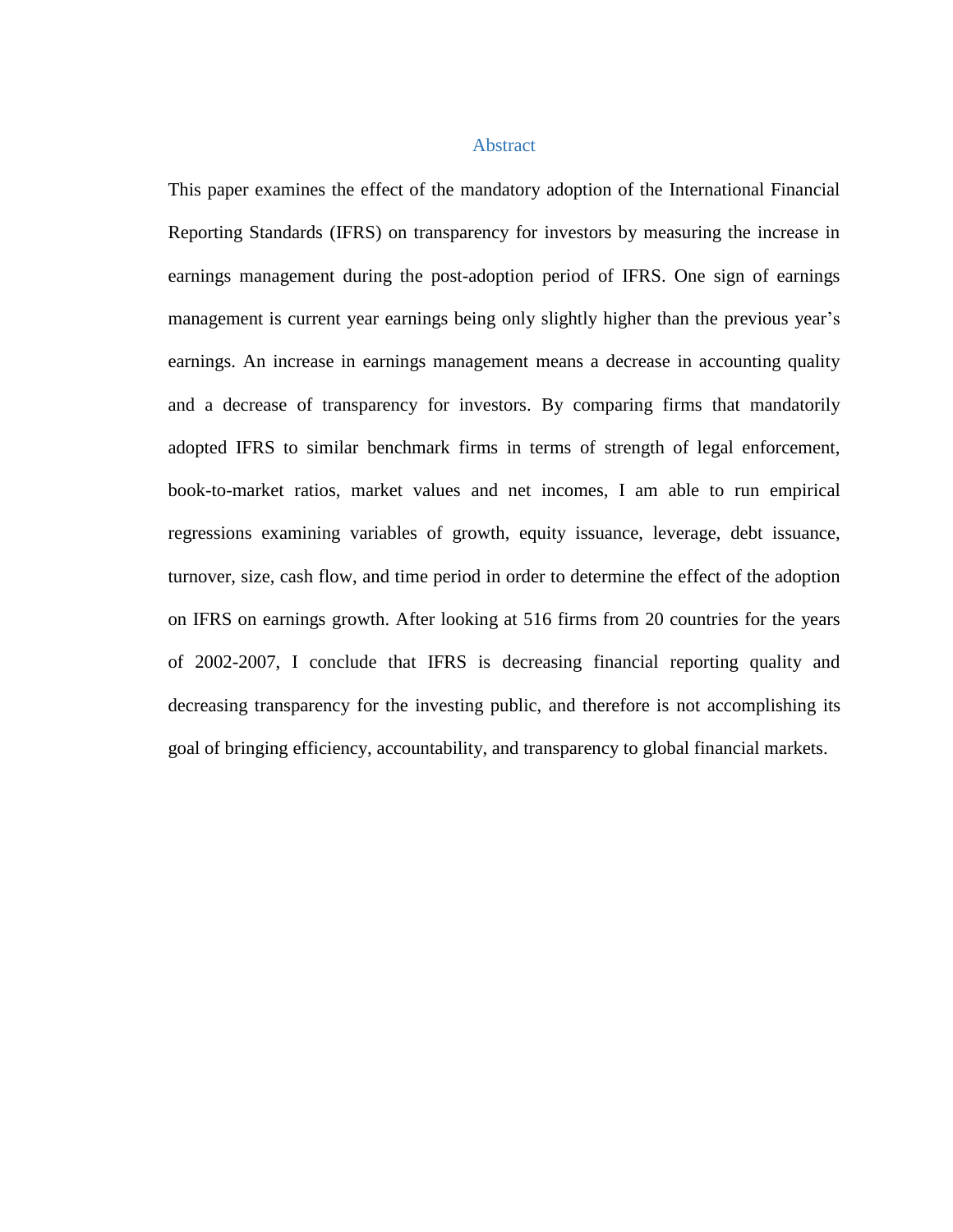## Abstract

This paper examines the effect of the mandatory adoption of the International Financial Reporting Standards (IFRS) on transparency for investors by measuring the increase in earnings management during the post-adoption period of IFRS. One sign of earnings management is current year earnings being only slightly higher than the previous year's earnings. An increase in earnings management means a decrease in accounting quality and a decrease of transparency for investors. By comparing firms that mandatorily adopted IFRS to similar benchmark firms in terms of strength of legal enforcement, book-to-market ratios, market values and net incomes, I am able to run empirical regressions examining variables of growth, equity issuance, leverage, debt issuance, turnover, size, cash flow, and time period in order to determine the effect of the adoption on IFRS on earnings growth. After looking at 516 firms from 20 countries for the years of 2002-2007, I conclude that IFRS is decreasing financial reporting quality and decreasing transparency for the investing public, and therefore is not accomplishing its goal of bringing efficiency, accountability, and transparency to global financial markets.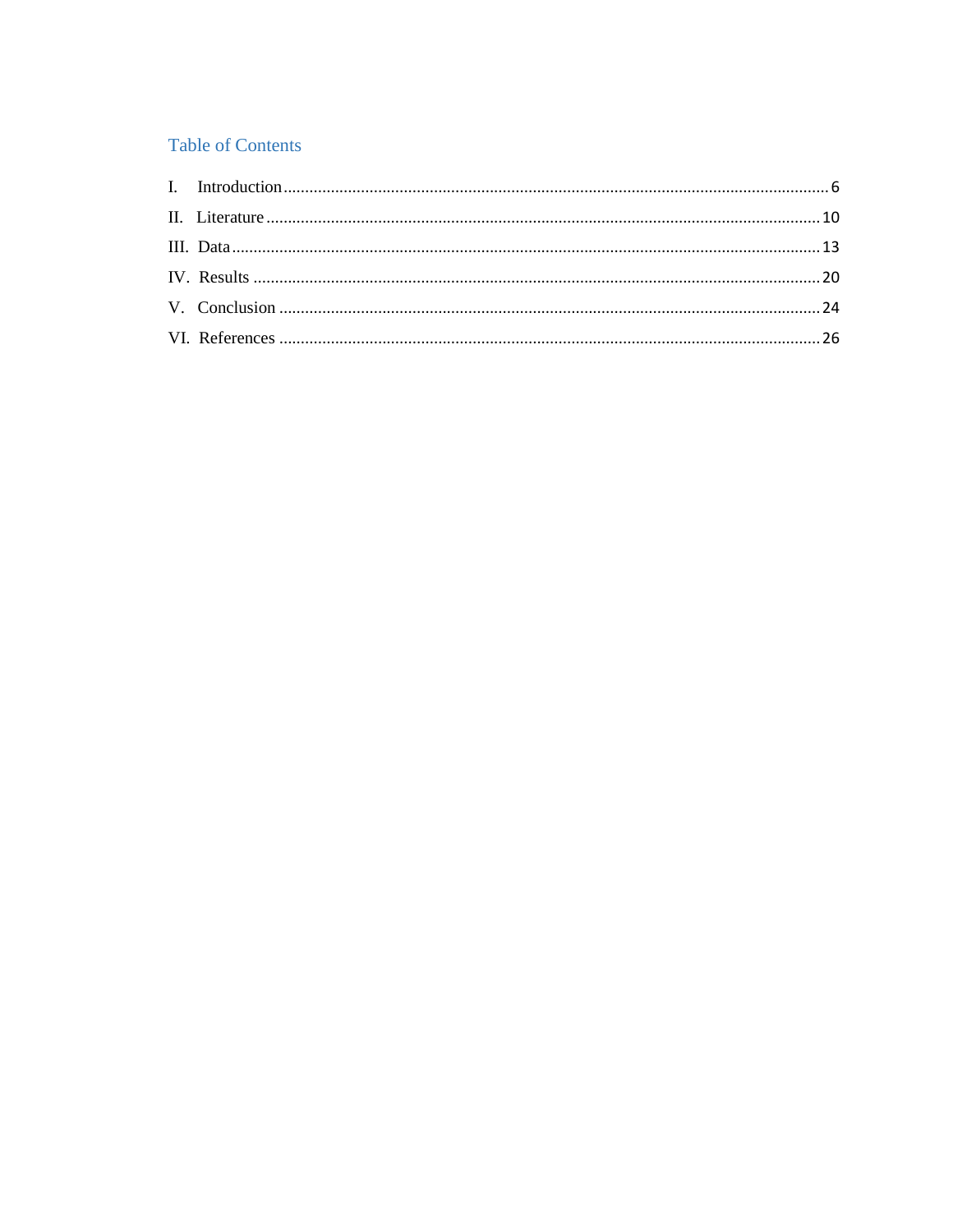## Table of Contents

I. Introduction .......... 6

II. Literature .......... 10

III. Data .......... 13

IV. Results .......... 20

V. Conclusion .......... 24

VI. References .......... 26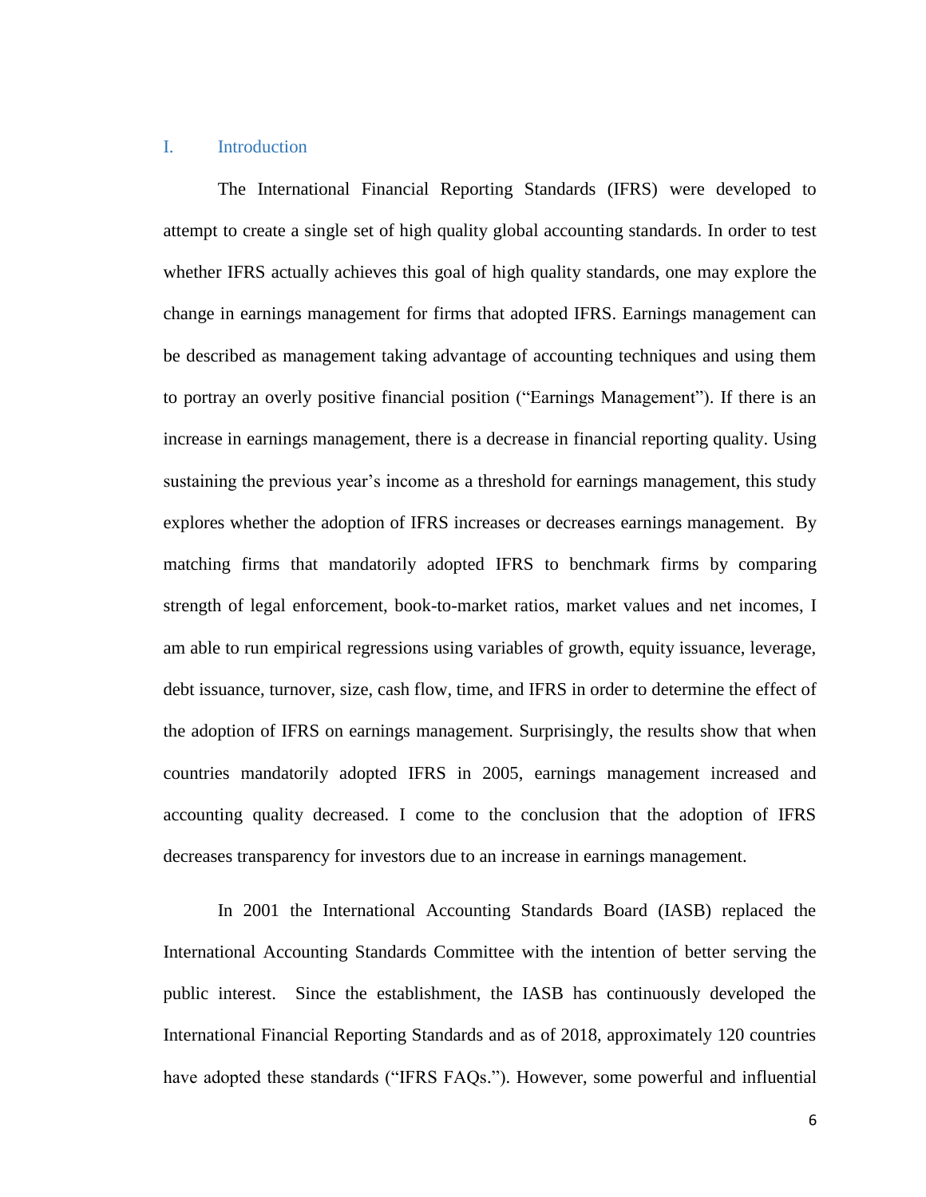## I. Introduction

The International Financial Reporting Standards (IFRS) were developed to attempt to create a single set of high quality global accounting standards. In order to test whether IFRS actually achieves this goal of high quality standards, one may explore the change in earnings management for firms that adopted IFRS. Earnings management can be described as management taking advantage of accounting techniques and using them to portray an overly positive financial position ("Earnings Management"). If there is an increase in earnings management, there is a decrease in financial reporting quality. Using sustaining the previous year's income as a threshold for earnings management, this study explores whether the adoption of IFRS increases or decreases earnings management. By matching firms that mandatorily adopted IFRS to benchmark firms by comparing strength of legal enforcement, book-to-market ratios, market values and net incomes, I am able to run empirical regressions using variables of growth, equity issuance, leverage, debt issuance, turnover, size, cash flow, time, and IFRS in order to determine the effect of the adoption of IFRS on earnings management. Surprisingly, the results show that when countries mandatorily adopted IFRS in 2005, earnings management increased and accounting quality decreased. I come to the conclusion that the adoption of IFRS decreases transparency for investors due to an increase in earnings management.

In 2001 the International Accounting Standards Board (IASB) replaced the International Accounting Standards Committee with the intention of better serving the public interest. Since the establishment, the IASB has continuously developed the International Financial Reporting Standards and as of 2018, approximately 120 countries have adopted these standards ("IFRS FAQs."). However, some powerful and influential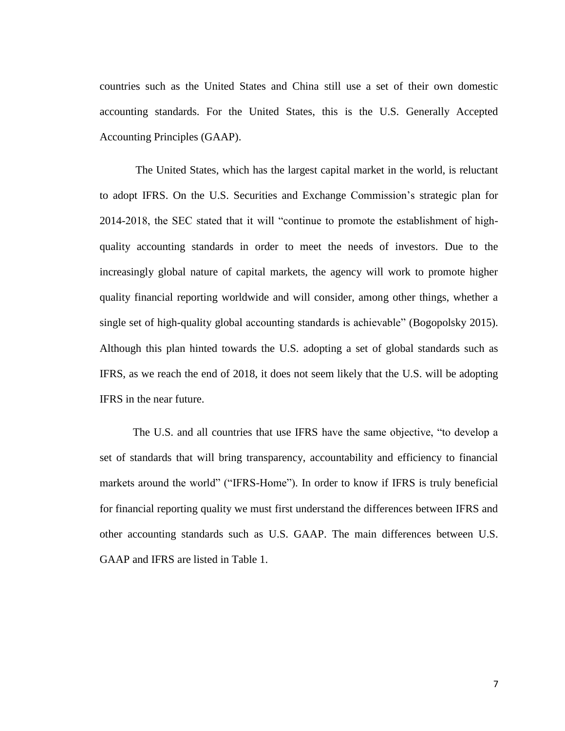countries such as the United States and China still use a set of their own domestic accounting standards. For the United States, this is the U.S. Generally Accepted Accounting Principles (GAAP).

The United States, which has the largest capital market in the world, is reluctant to adopt IFRS. On the U.S. Securities and Exchange Commission's strategic plan for 2014-2018, the SEC stated that it will "continue to promote the establishment of high-quality accounting standards in order to meet the needs of investors. Due to the increasingly global nature of capital markets, the agency will work to promote higher quality financial reporting worldwide and will consider, among other things, whether a single set of high-quality global accounting standards is achievable" (Bogopolsky 2015). Although this plan hinted towards the U.S. adopting a set of global standards such as IFRS, as we reach the end of 2018, it does not seem likely that the U.S. will be adopting IFRS in the near future.

The U.S. and all countries that use IFRS have the same objective, "to develop a set of standards that will bring transparency, accountability and efficiency to financial markets around the world" ("IFRS-Home"). In order to know if IFRS is truly beneficial for financial reporting quality we must first understand the differences between IFRS and other accounting standards such as U.S. GAAP. The main differences between U.S. GAAP and IFRS are listed in Table 1.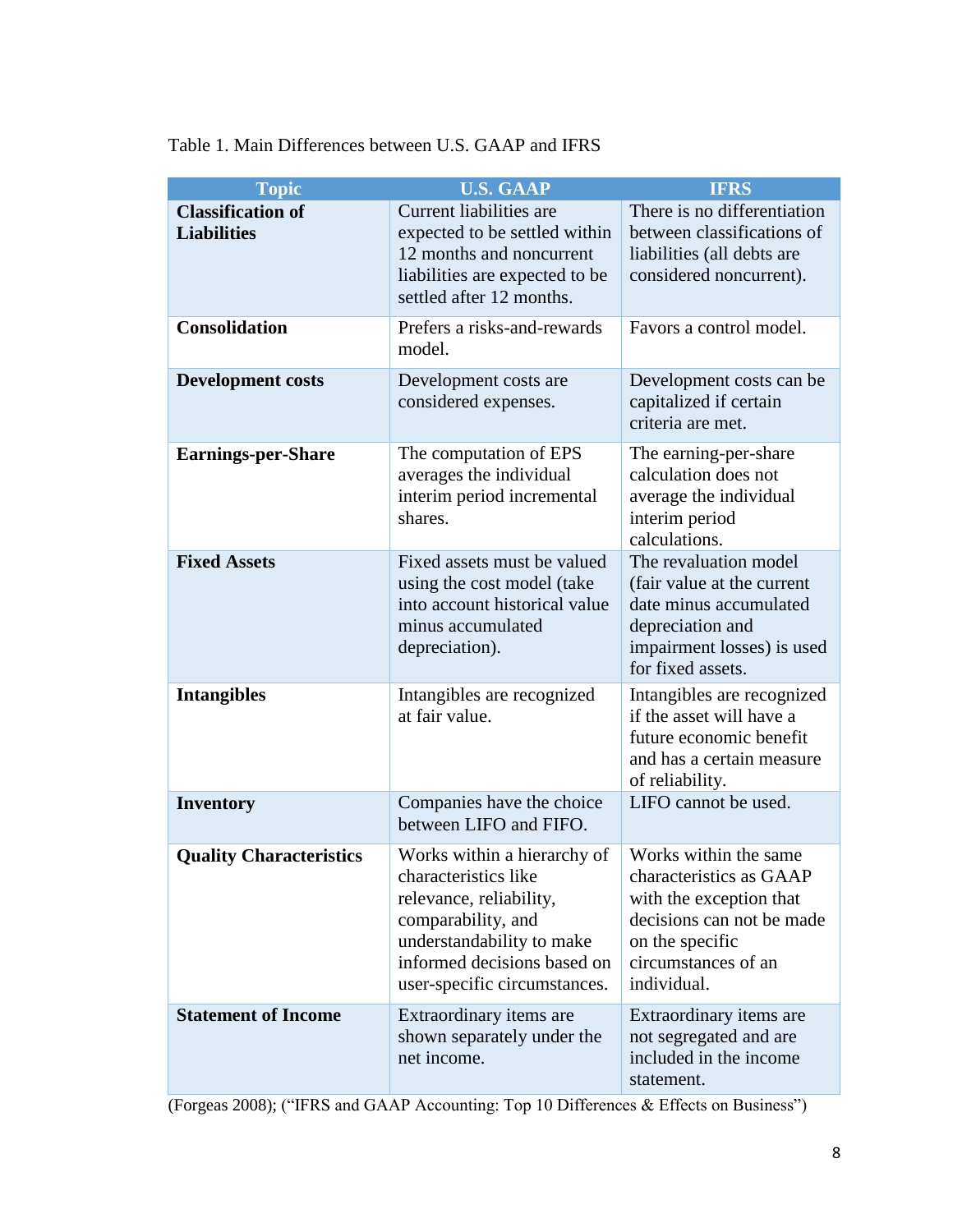Table 1. Main Differences between U.S. GAAP and IFRS

| Topic | U.S. GAAP | IFRS |
| --- | --- | --- |
| **Classification of Liabilities** | Current liabilities are expected to be settled within 12 months and noncurrent liabilities are expected to be settled after 12 months. | There is no differentiation between classifications of liabilities (all debts are considered noncurrent). |
| **Consolidation** | Prefers a risks-and-rewards model. | Favors a control model. |
| **Development costs** | Development costs are considered expenses. | Development costs can be capitalized if certain criteria are met. |
| **Earnings-per-Share** | The computation of EPS averages the individual interim period incremental shares. | The earning-per-share calculation does not average the individual interim period calculations. |
| **Fixed Assets** | Fixed assets must be valued using the cost model (take into account historical value minus accumulated depreciation). | The revaluation model (fair value at the current date minus accumulated depreciation and impairment losses) is used for fixed assets. |
| **Intangibles** | Intangibles are recognized at fair value. | Intangibles are recognized if the asset will have a future economic benefit and has a certain measure of reliability. |
| **Inventory** | Companies have the choice between LIFO and FIFO. | LIFO cannot be used. |
| **Quality Characteristics** | Works within a hierarchy of characteristics like relevance, reliability, comparability, and understandability to make informed decisions based on user-specific circumstances. | Works within the same characteristics as GAAP with the exception that decisions can not be made on the specific circumstances of an individual. |
| **Statement of Income** | Extraordinary items are shown separately under the net income. | Extraordinary items are not segregated and are included in the income statement. |

(Forgeas 2008); ("IFRS and GAAP Accounting: Top 10 Differences & Effects on Business")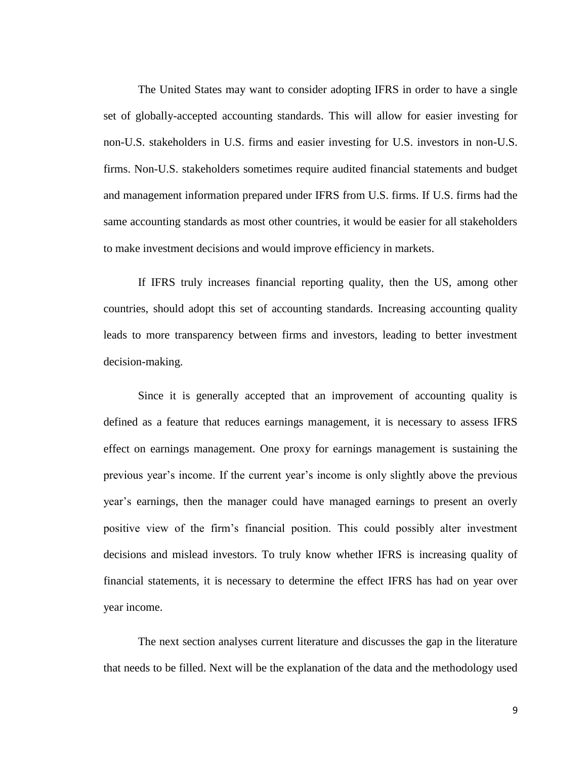The United States may want to consider adopting IFRS in order to have a single set of globally-accepted accounting standards. This will allow for easier investing for non-U.S. stakeholders in U.S. firms and easier investing for U.S. investors in non-U.S. firms. Non-U.S. stakeholders sometimes require audited financial statements and budget and management information prepared under IFRS from U.S. firms. If U.S. firms had the same accounting standards as most other countries, it would be easier for all stakeholders to make investment decisions and would improve efficiency in markets.

If IFRS truly increases financial reporting quality, then the US, among other countries, should adopt this set of accounting standards. Increasing accounting quality leads to more transparency between firms and investors, leading to better investment decision-making.

Since it is generally accepted that an improvement of accounting quality is defined as a feature that reduces earnings management, it is necessary to assess IFRS effect on earnings management. One proxy for earnings management is sustaining the previous year's income. If the current year's income is only slightly above the previous year's earnings, then the manager could have managed earnings to present an overly positive view of the firm's financial position. This could possibly alter investment decisions and mislead investors. To truly know whether IFRS is increasing quality of financial statements, it is necessary to determine the effect IFRS has had on year over year income.

The next section analyses current literature and discusses the gap in the literature that needs to be filled. Next will be the explanation of the data and the methodology used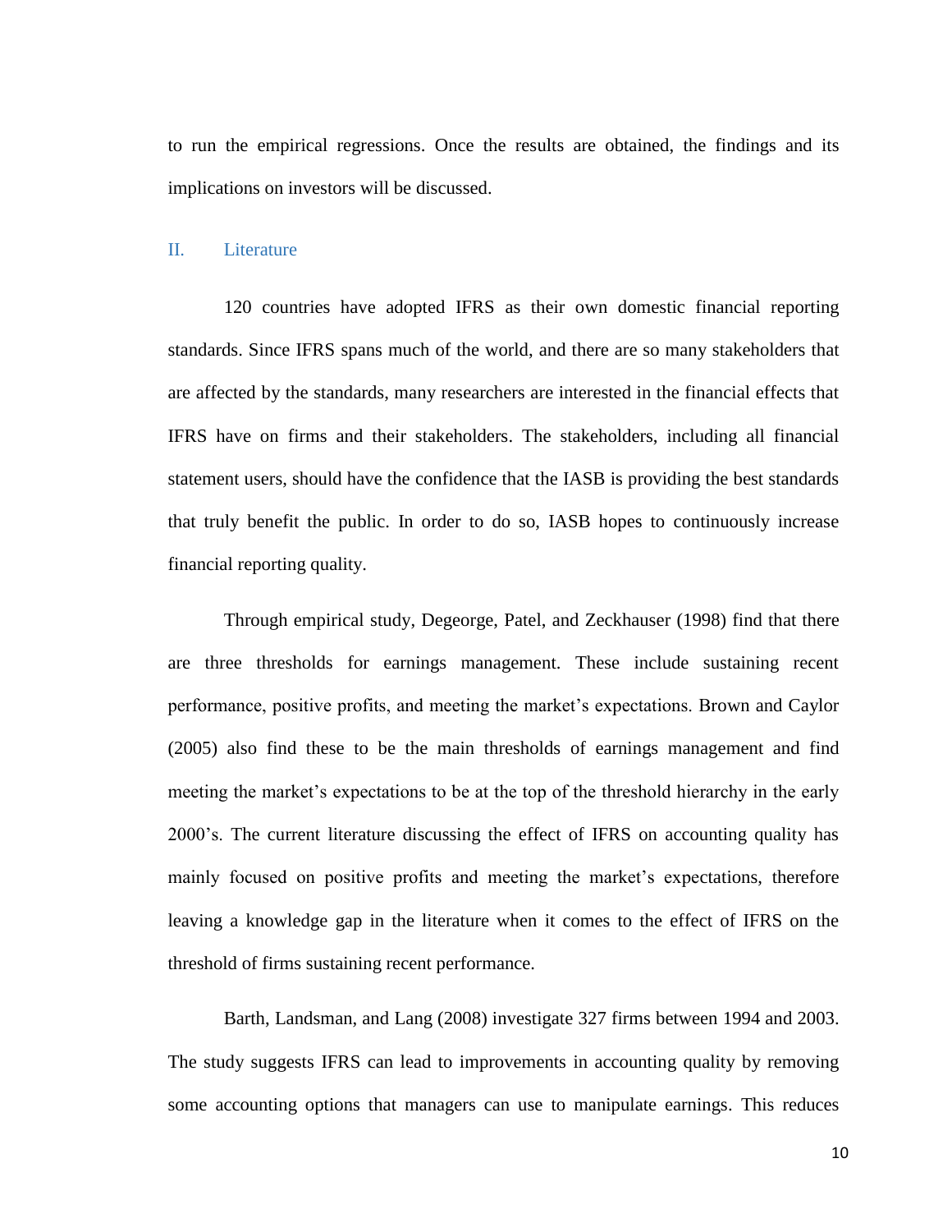to run the empirical regressions. Once the results are obtained, the findings and its implications on investors will be discussed.

## II. Literature

120 countries have adopted IFRS as their own domestic financial reporting standards. Since IFRS spans much of the world, and there are so many stakeholders that are affected by the standards, many researchers are interested in the financial effects that IFRS have on firms and their stakeholders. The stakeholders, including all financial statement users, should have the confidence that the IASB is providing the best standards that truly benefit the public. In order to do so, IASB hopes to continuously increase financial reporting quality.

Through empirical study, Degeorge, Patel, and Zeckhauser (1998) find that there are three thresholds for earnings management. These include sustaining recent performance, positive profits, and meeting the market's expectations. Brown and Caylor (2005) also find these to be the main thresholds of earnings management and find meeting the market's expectations to be at the top of the threshold hierarchy in the early 2000's. The current literature discussing the effect of IFRS on accounting quality has mainly focused on positive profits and meeting the market's expectations, therefore leaving a knowledge gap in the literature when it comes to the effect of IFRS on the threshold of firms sustaining recent performance.

Barth, Landsman, and Lang (2008) investigate 327 firms between 1994 and 2003. The study suggests IFRS can lead to improvements in accounting quality by removing some accounting options that managers can use to manipulate earnings. This reduces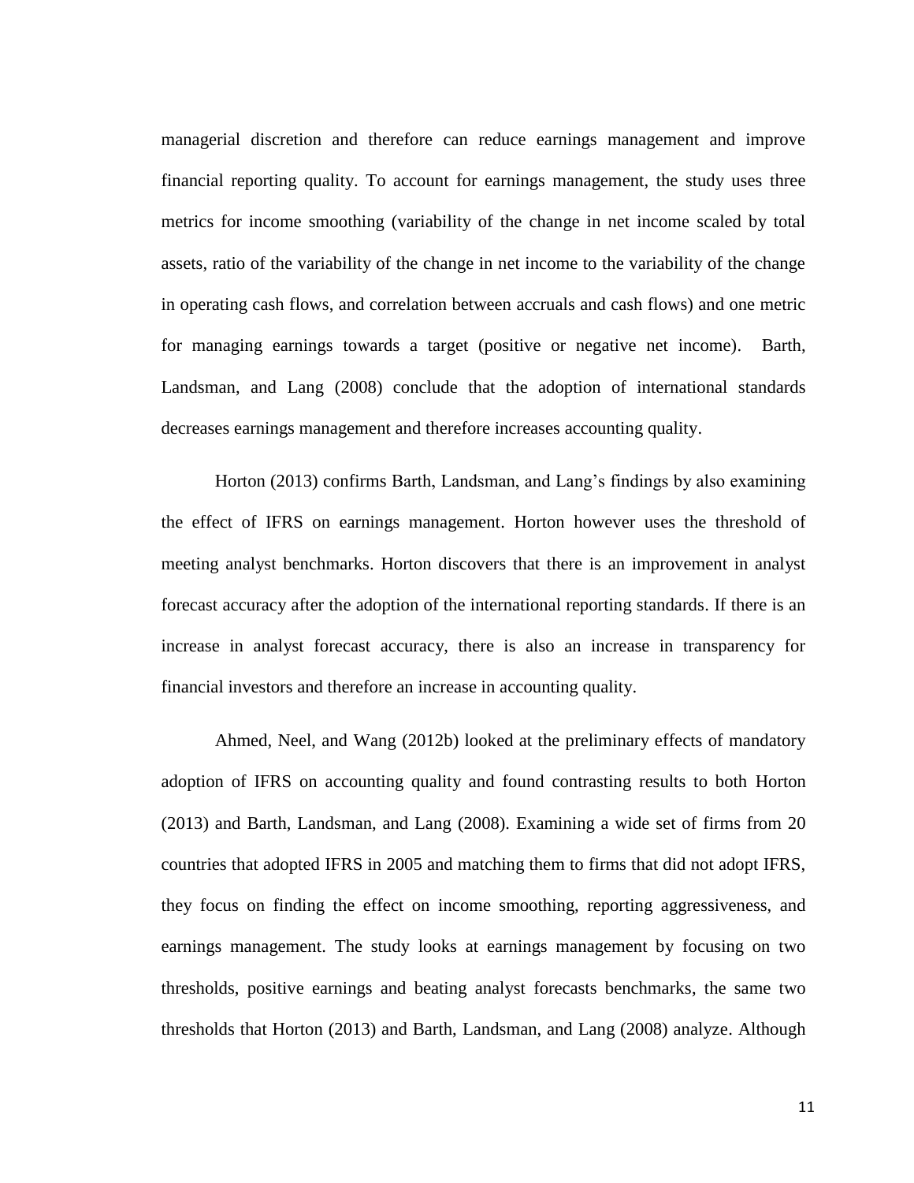managerial discretion and therefore can reduce earnings management and improve financial reporting quality. To account for earnings management, the study uses three metrics for income smoothing (variability of the change in net income scaled by total assets, ratio of the variability of the change in net income to the variability of the change in operating cash flows, and correlation between accruals and cash flows) and one metric for managing earnings towards a target (positive or negative net income). Barth, Landsman, and Lang (2008) conclude that the adoption of international standards decreases earnings management and therefore increases accounting quality.

Horton (2013) confirms Barth, Landsman, and Lang's findings by also examining the effect of IFRS on earnings management. Horton however uses the threshold of meeting analyst benchmarks. Horton discovers that there is an improvement in analyst forecast accuracy after the adoption of the international reporting standards. If there is an increase in analyst forecast accuracy, there is also an increase in transparency for financial investors and therefore an increase in accounting quality.

Ahmed, Neel, and Wang (2012b) looked at the preliminary effects of mandatory adoption of IFRS on accounting quality and found contrasting results to both Horton (2013) and Barth, Landsman, and Lang (2008). Examining a wide set of firms from 20 countries that adopted IFRS in 2005 and matching them to firms that did not adopt IFRS, they focus on finding the effect on income smoothing, reporting aggressiveness, and earnings management. The study looks at earnings management by focusing on two thresholds, positive earnings and beating analyst forecasts benchmarks, the same two thresholds that Horton (2013) and Barth, Landsman, and Lang (2008) analyze. Although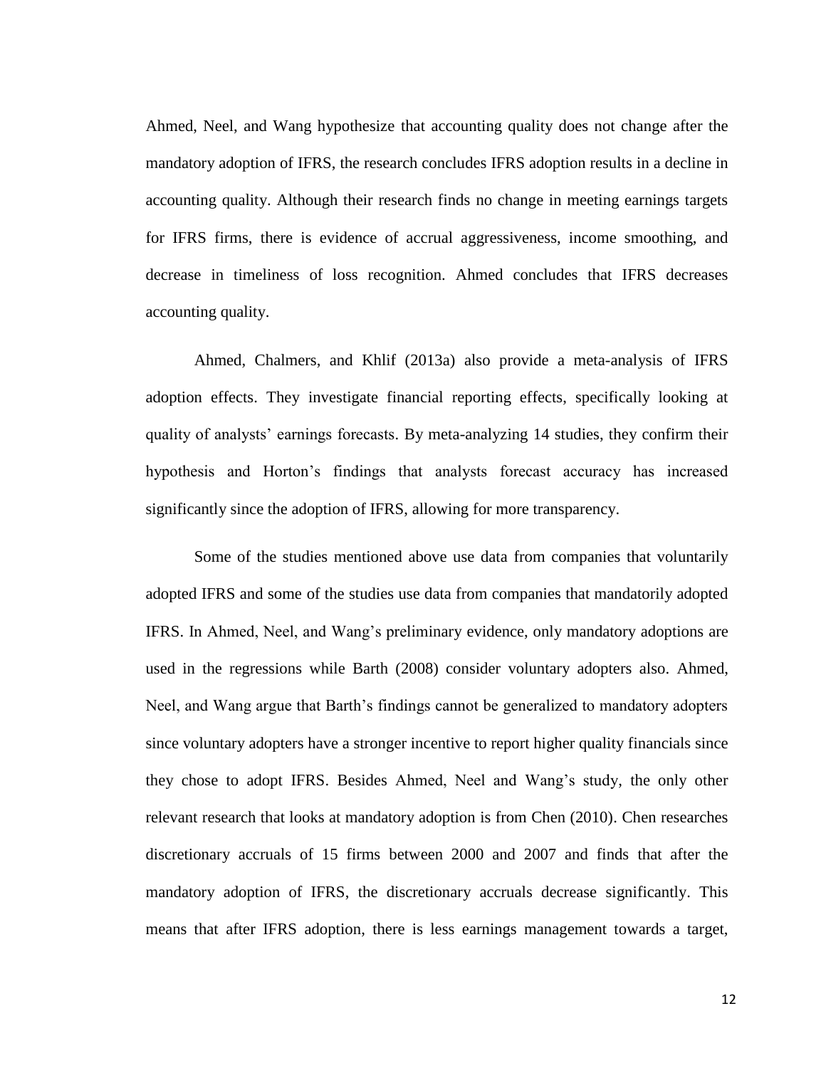Ahmed, Neel, and Wang hypothesize that accounting quality does not change after the mandatory adoption of IFRS, the research concludes IFRS adoption results in a decline in accounting quality. Although their research finds no change in meeting earnings targets for IFRS firms, there is evidence of accrual aggressiveness, income smoothing, and decrease in timeliness of loss recognition. Ahmed concludes that IFRS decreases accounting quality.

Ahmed, Chalmers, and Khlif (2013a) also provide a meta-analysis of IFRS adoption effects. They investigate financial reporting effects, specifically looking at quality of analysts' earnings forecasts. By meta-analyzing 14 studies, they confirm their hypothesis and Horton's findings that analysts forecast accuracy has increased significantly since the adoption of IFRS, allowing for more transparency.

Some of the studies mentioned above use data from companies that voluntarily adopted IFRS and some of the studies use data from companies that mandatorily adopted IFRS. In Ahmed, Neel, and Wang's preliminary evidence, only mandatory adoptions are used in the regressions while Barth (2008) consider voluntary adopters also. Ahmed, Neel, and Wang argue that Barth's findings cannot be generalized to mandatory adopters since voluntary adopters have a stronger incentive to report higher quality financials since they chose to adopt IFRS. Besides Ahmed, Neel and Wang's study, the only other relevant research that looks at mandatory adoption is from Chen (2010). Chen researches discretionary accruals of 15 firms between 2000 and 2007 and finds that after the mandatory adoption of IFRS, the discretionary accruals decrease significantly. This means that after IFRS adoption, there is less earnings management towards a target,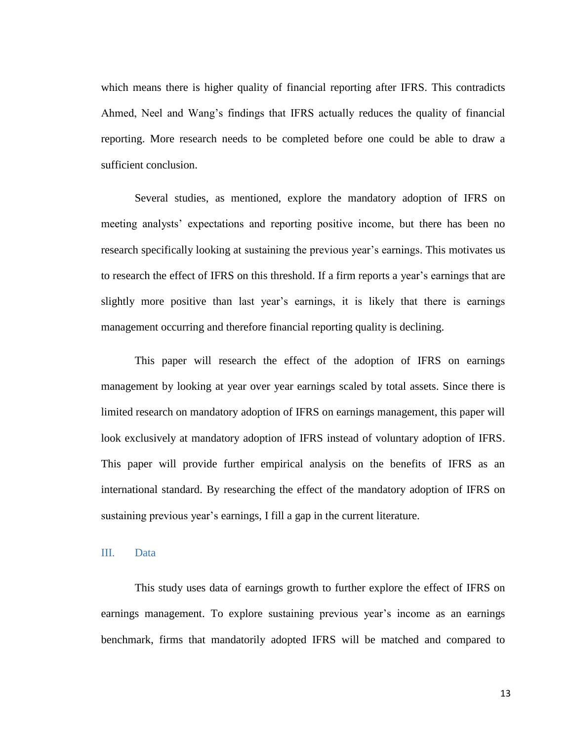which means there is higher quality of financial reporting after IFRS. This contradicts Ahmed, Neel and Wang's findings that IFRS actually reduces the quality of financial reporting. More research needs to be completed before one could be able to draw a sufficient conclusion.

Several studies, as mentioned, explore the mandatory adoption of IFRS on meeting analysts' expectations and reporting positive income, but there has been no research specifically looking at sustaining the previous year's earnings. This motivates us to research the effect of IFRS on this threshold. If a firm reports a year's earnings that are slightly more positive than last year's earnings, it is likely that there is earnings management occurring and therefore financial reporting quality is declining.

This paper will research the effect of the adoption of IFRS on earnings management by looking at year over year earnings scaled by total assets. Since there is limited research on mandatory adoption of IFRS on earnings management, this paper will look exclusively at mandatory adoption of IFRS instead of voluntary adoption of IFRS. This paper will provide further empirical analysis on the benefits of IFRS as an international standard. By researching the effect of the mandatory adoption of IFRS on sustaining previous year's earnings, I fill a gap in the current literature.

## III. Data

This study uses data of earnings growth to further explore the effect of IFRS on earnings management. To explore sustaining previous year's income as an earnings benchmark, firms that mandatorily adopted IFRS will be matched and compared to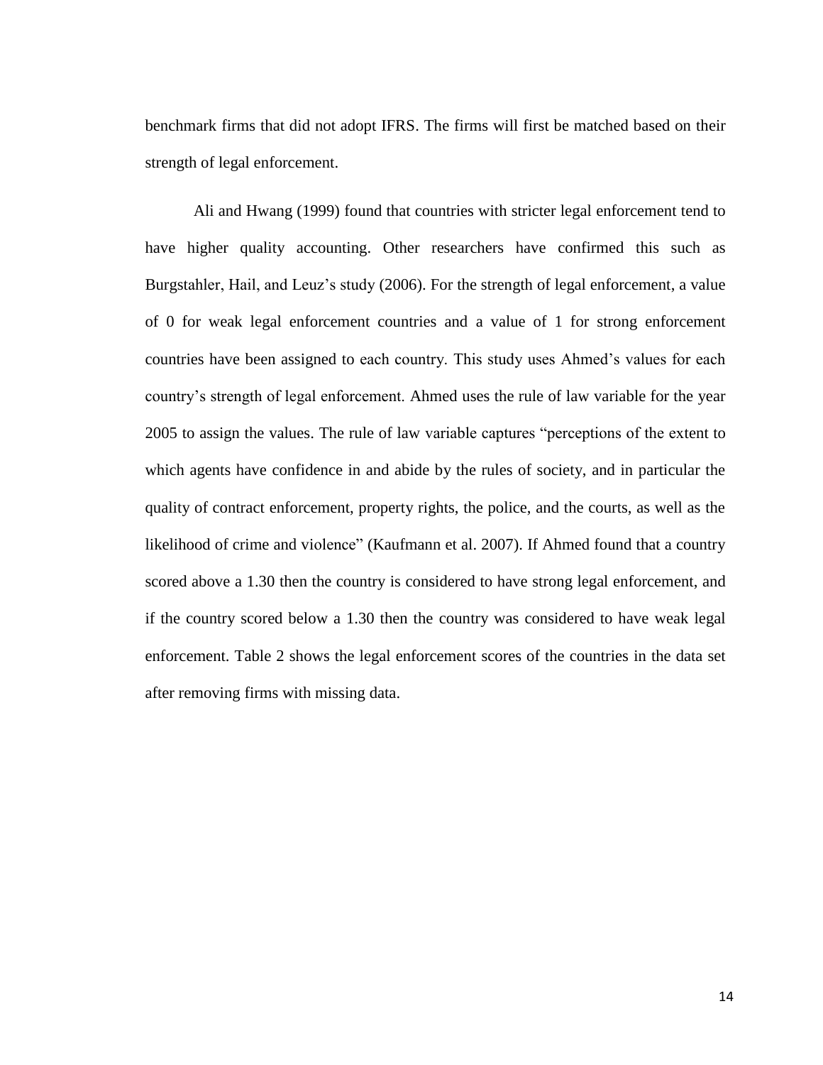benchmark firms that did not adopt IFRS. The firms will first be matched based on their strength of legal enforcement.

Ali and Hwang (1999) found that countries with stricter legal enforcement tend to have higher quality accounting. Other researchers have confirmed this such as Burgstahler, Hail, and Leuz's study (2006). For the strength of legal enforcement, a value of 0 for weak legal enforcement countries and a value of 1 for strong enforcement countries have been assigned to each country. This study uses Ahmed's values for each country's strength of legal enforcement. Ahmed uses the rule of law variable for the year 2005 to assign the values. The rule of law variable captures "perceptions of the extent to which agents have confidence in and abide by the rules of society, and in particular the quality of contract enforcement, property rights, the police, and the courts, as well as the likelihood of crime and violence" (Kaufmann et al. 2007). If Ahmed found that a country scored above a 1.30 then the country is considered to have strong legal enforcement, and if the country scored below a 1.30 then the country was considered to have weak legal enforcement. Table 2 shows the legal enforcement scores of the countries in the data set after removing firms with missing data.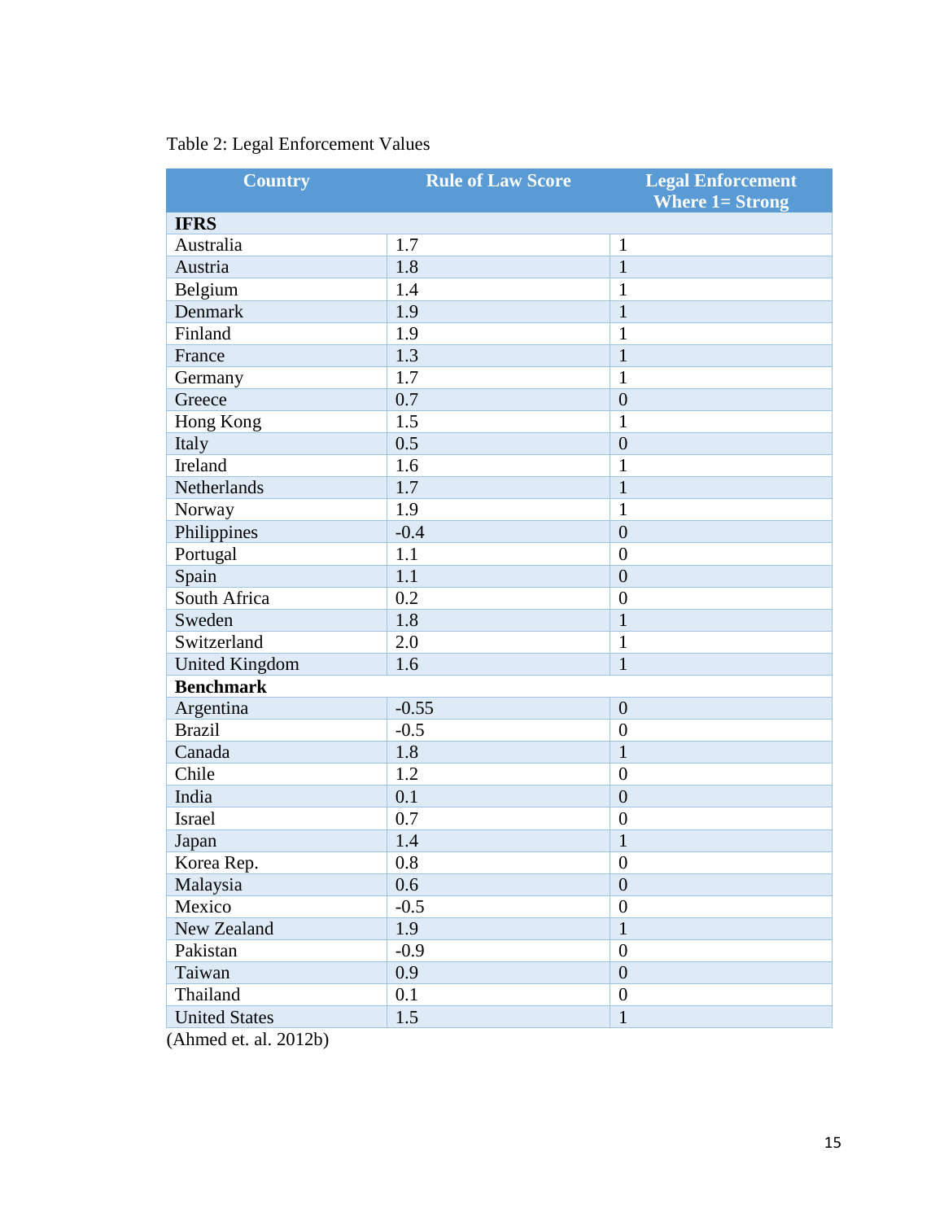Table 2: Legal Enforcement Values

| Country | Rule of Law Score | Legal Enforcement Where 1= Strong |
|---|---|---|
| **IFRS** | | |
| Australia | 1.7 | 1 |
| Austria | 1.8 | 1 |
| Belgium | 1.4 | 1 |
| Denmark | 1.9 | 1 |
| Finland | 1.9 | 1 |
| France | 1.3 | 1 |
| Germany | 1.7 | 1 |
| Greece | 0.7 | 0 |
| Hong Kong | 1.5 | 1 |
| Italy | 0.5 | 0 |
| Ireland | 1.6 | 1 |
| Netherlands | 1.7 | 1 |
| Norway | 1.9 | 1 |
| Philippines | -0.4 | 0 |
| Portugal | 1.1 | 0 |
| Spain | 1.1 | 0 |
| South Africa | 0.2 | 0 |
| Sweden | 1.8 | 1 |
| Switzerland | 2.0 | 1 |
| United Kingdom | 1.6 | 1 |
| **Benchmark** | | |
| Argentina | -0.55 | 0 |
| Brazil | -0.5 | 0 |
| Canada | 1.8 | 1 |
| Chile | 1.2 | 0 |
| India | 0.1 | 0 |
| Israel | 0.7 | 0 |
| Japan | 1.4 | 1 |
| Korea Rep. | 0.8 | 0 |
| Malaysia | 0.6 | 0 |
| Mexico | -0.5 | 0 |
| New Zealand | 1.9 | 1 |
| Pakistan | -0.9 | 0 |
| Taiwan | 0.9 | 0 |
| Thailand | 0.1 | 0 |
| United States | 1.5 | 1 |

(Ahmed et. al. 2012b)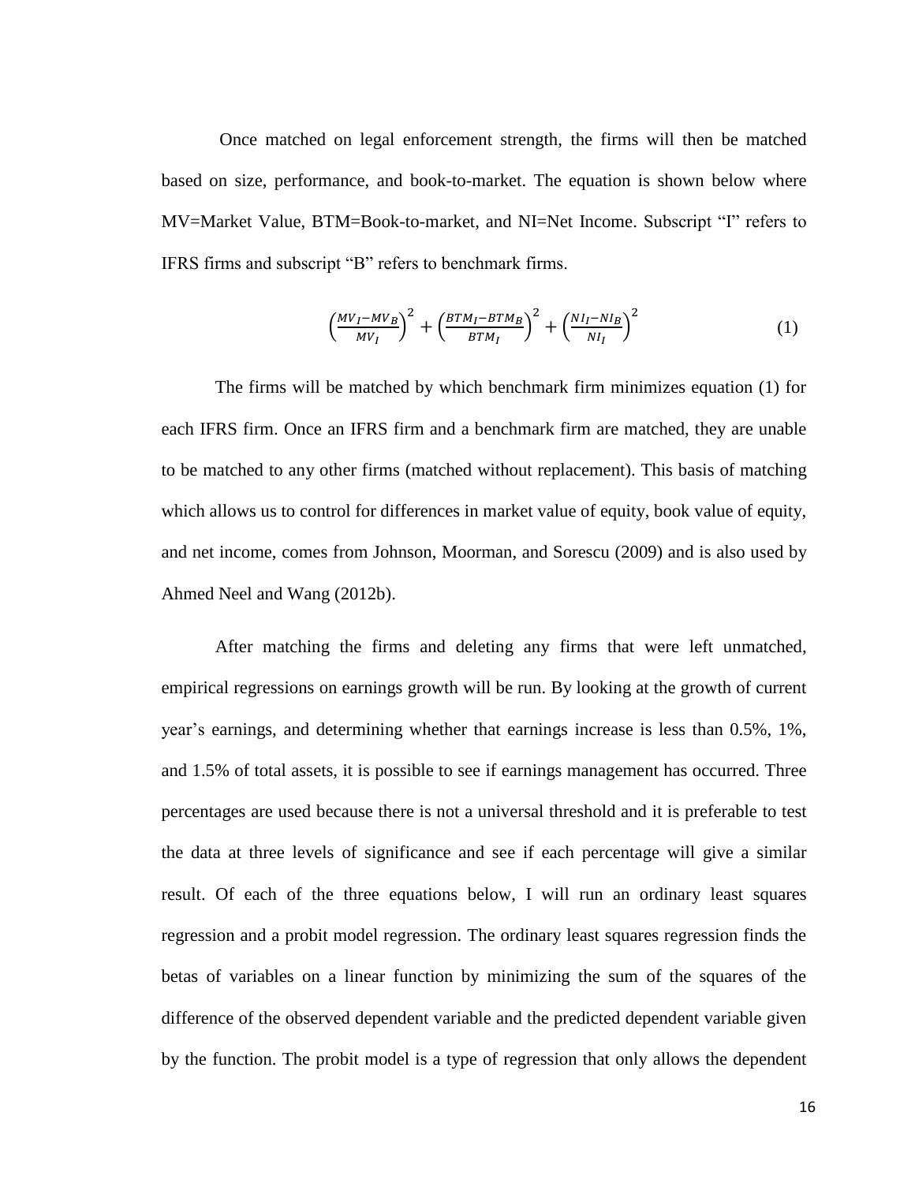Once matched on legal enforcement strength, the firms will then be matched based on size, performance, and book-to-market. The equation is shown below where MV=Market Value, BTM=Book-to-market, and NI=Net Income. Subscript "I" refers to IFRS firms and subscript "B" refers to benchmark firms.

$$\left(\frac{MV_I - MV_B}{MV_I}\right)^2 + \left(\frac{BTM_I - BTM_B}{BTM_I}\right)^2 + \left(\frac{NI_I - NI_B}{NI_I}\right)^2 \quad (1)$$

The firms will be matched by which benchmark firm minimizes equation (1) for each IFRS firm. Once an IFRS firm and a benchmark firm are matched, they are unable to be matched to any other firms (matched without replacement). This basis of matching which allows us to control for differences in market value of equity, book value of equity, and net income, comes from Johnson, Moorman, and Sorescu (2009) and is also used by Ahmed Neel and Wang (2012b).

After matching the firms and deleting any firms that were left unmatched, empirical regressions on earnings growth will be run. By looking at the growth of current year's earnings, and determining whether that earnings increase is less than 0.5%, 1%, and 1.5% of total assets, it is possible to see if earnings management has occurred. Three percentages are used because there is not a universal threshold and it is preferable to test the data at three levels of significance and see if each percentage will give a similar result. Of each of the three equations below, I will run an ordinary least squares regression and a probit model regression. The ordinary least squares regression finds the betas of variables on a linear function by minimizing the sum of the squares of the difference of the observed dependent variable and the predicted dependent variable given by the function. The probit model is a type of regression that only allows the dependent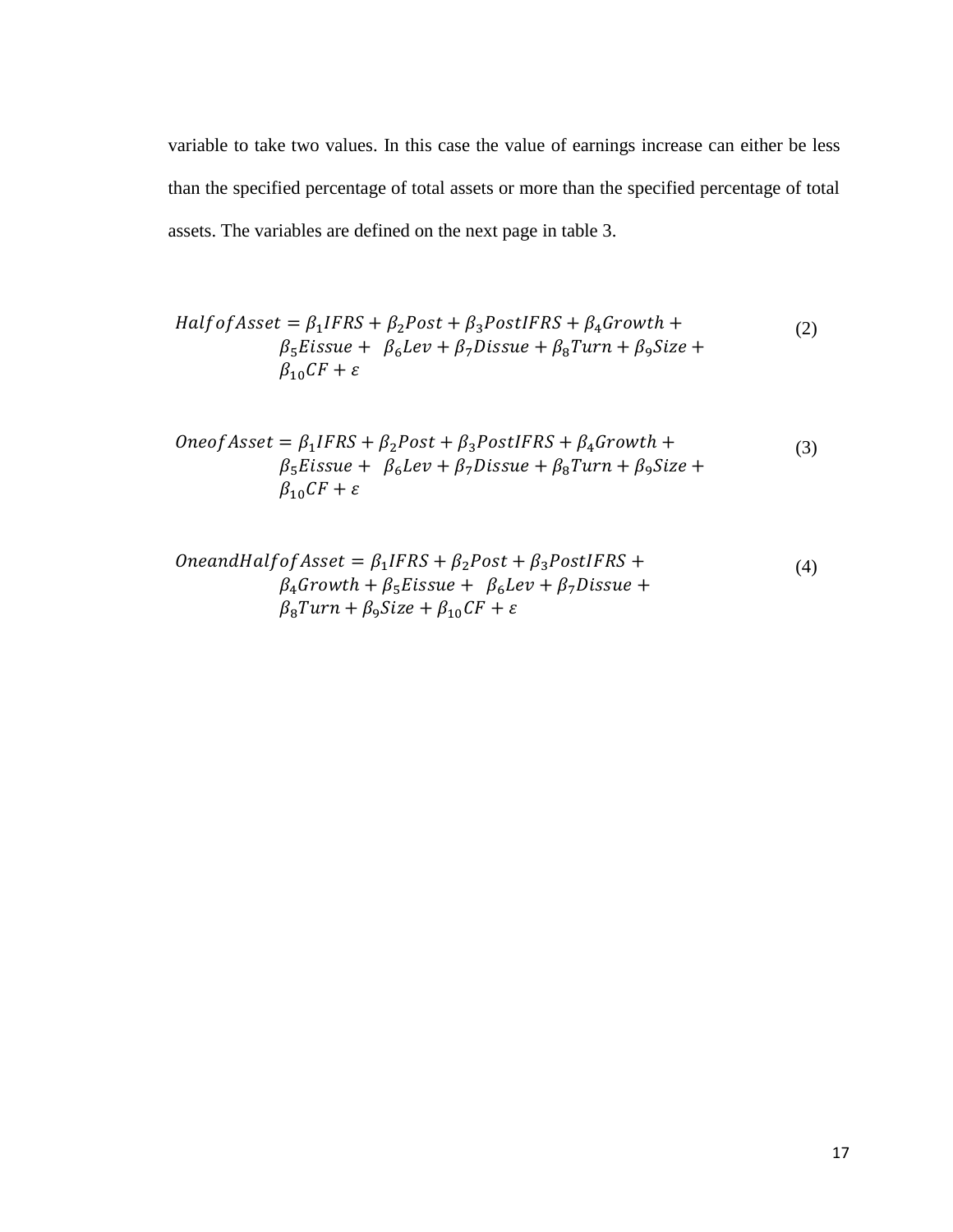variable to take two values. In this case the value of earnings increase can either be less than the specified percentage of total assets or more than the specified percentage of total assets. The variables are defined on the next page in table 3.

$$HalfofAsset = \beta_1 IFRS + \beta_2 Post + \beta_3 PostIFRS + \beta_4 Growth + \beta_5 Eissue + \beta_6 Lev + \beta_7 Dissue + \beta_8 Turn + \beta_9 Size + \beta_{10} CF + \varepsilon \tag{2}$$

$$OneofAsset = \beta_1 IFRS + \beta_2 Post + \beta_3 PostIFRS + \beta_4 Growth + \beta_5 Eissue + \beta_6 Lev + \beta_7 Dissue + \beta_8 Turn + \beta_9 Size + \beta_{10} CF + \varepsilon \tag{3}$$

$$OneandHalfofAsset = \beta_1 IFRS + \beta_2 Post + \beta_3 PostIFRS + \beta_4 Growth + \beta_5 Eissue + \beta_6 Lev + \beta_7 Dissue + \beta_8 Turn + \beta_9 Size + \beta_{10} CF + \varepsilon \tag{4}$$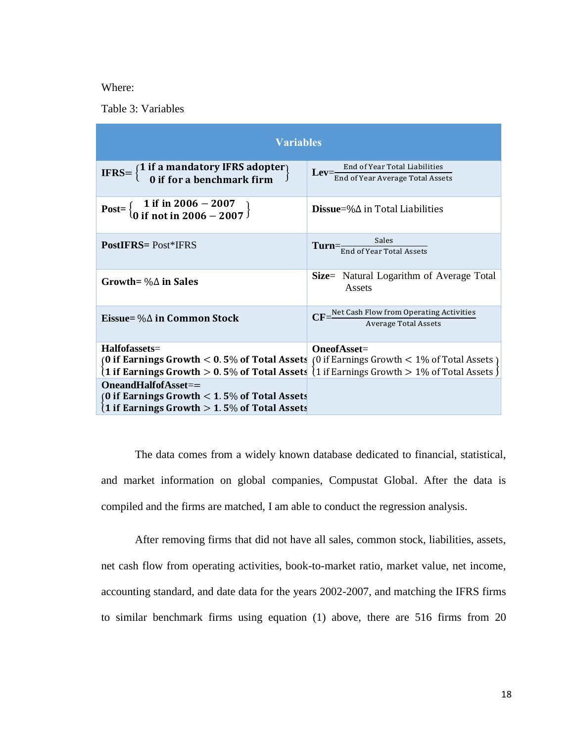Where:

Table 3: Variables

| Variables | |
|---|---|
| **IFRS**= $\begin{cases} 1 \text{ if a mandatory IFRS adopter} \\ 0 \text{ if for a benchmark firm} \end{cases}$ | **Lev**=$\frac{\text{End of Year Total Liabilities}}{\text{End of Year Average Total Assets}}$ |
| **Post**= $\begin{cases} 1 \text{ if in } 2006-2007 \\ 0 \text{ if not in } 2006-2007 \end{cases}$ | **Dissue**=%Δ in Total Liabilities |
| **PostIFRS=** Post*IFRS | **Turn**=$\frac{\text{Sales}}{\text{End of Year Total Assets}}$ |
| **Growth= %Δ in Sales** | **Size**= Natural Logarithm of Average Total Assets |
| **Eissue= %Δ in Common Stock** | **CF**=$\frac{\text{Net Cash Flow from Operating Activities}}{\text{Average Total Assets}}$ |
| **Halfofassets**= $\begin{cases} 0 \text{ if Earnings Growth} < 0.5\% \text{ of Total Assets} \\ 1 \text{ if Earnings Growth} > 0.5\% \text{ of Total Assets} \end{cases}$ | **OneofAsset**= $\begin{cases} 0 \text{ if Earnings Growth} < 1\% \text{ of Total Assets} \\ 1 \text{ if Earnings Growth} > 1\% \text{ of Total Assets} \end{cases}$ |
| **OneandHalfofAsset**== $\begin{cases} 0 \text{ if Earnings Growth} < 1.5\% \text{ of Total Assets} \\ 1 \text{ if Earnings Growth} > 1.5\% \text{ of Total Assets} \end{cases}$ | |

The data comes from a widely known database dedicated to financial, statistical, and market information on global companies, Compustat Global. After the data is compiled and the firms are matched, I am able to conduct the regression analysis.

After removing firms that did not have all sales, common stock, liabilities, assets, net cash flow from operating activities, book-to-market ratio, market value, net income, accounting standard, and date data for the years 2002-2007, and matching the IFRS firms to similar benchmark firms using equation (1) above, there are 516 firms from 20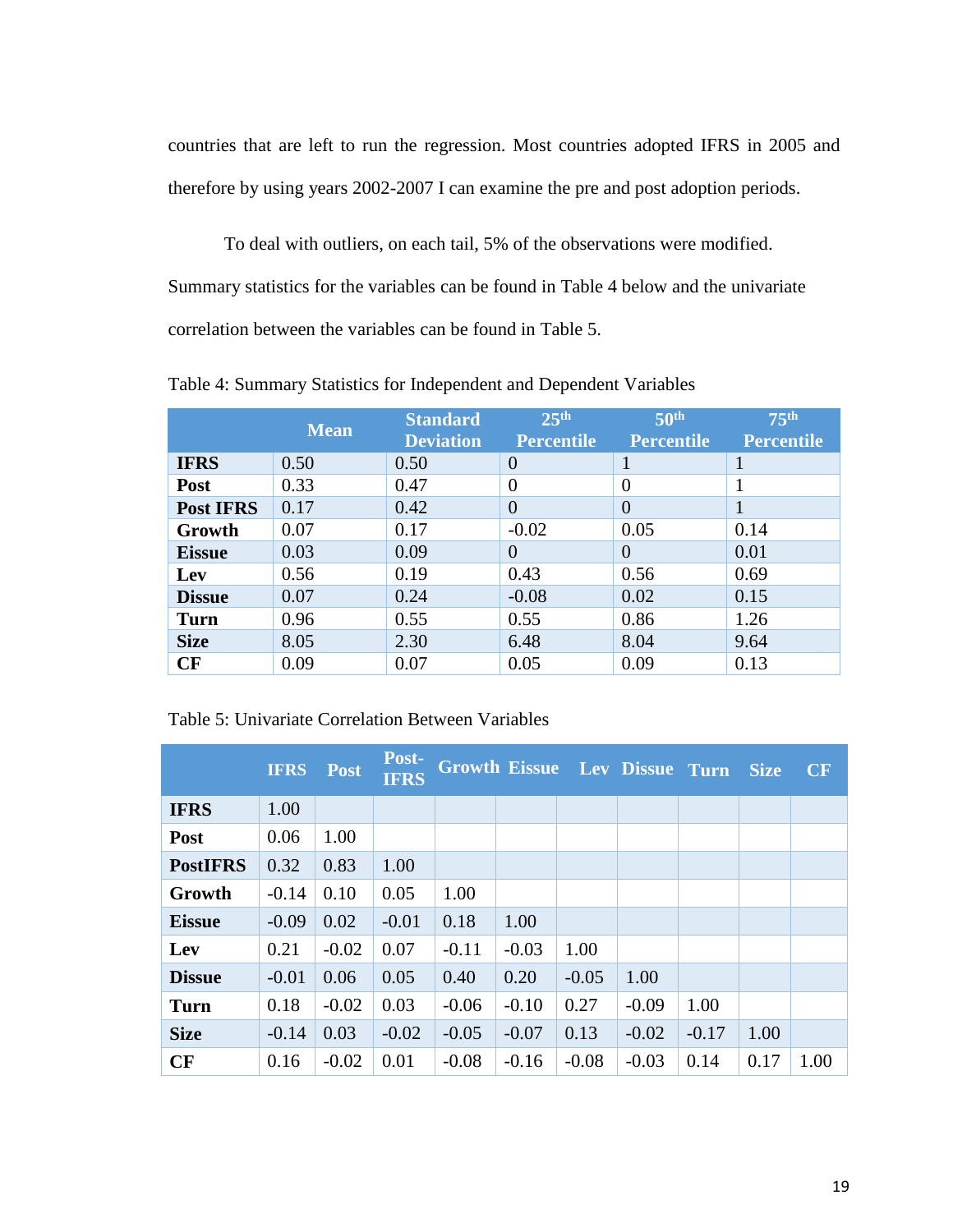countries that are left to run the regression. Most countries adopted IFRS in 2005 and therefore by using years 2002-2007 I can examine the pre and post adoption periods.

To deal with outliers, on each tail, 5% of the observations were modified. Summary statistics for the variables can be found in Table 4 below and the univariate correlation between the variables can be found in Table 5.

Table 4: Summary Statistics for Independent and Dependent Variables

| | Mean | Standard Deviation | 25th Percentile | 50th Percentile | 75th Percentile |
|---|---|---|---|---|---|
| **IFRS** | 0.50 | 0.50 | 0 | 1 | 1 |
| **Post** | 0.33 | 0.47 | 0 | 0 | 1 |
| **Post IFRS** | 0.17 | 0.42 | 0 | 0 | 1 |
| **Growth** | 0.07 | 0.17 | -0.02 | 0.05 | 0.14 |
| **Eissue** | 0.03 | 0.09 | 0 | 0 | 0.01 |
| **Lev** | 0.56 | 0.19 | 0.43 | 0.56 | 0.69 |
| **Dissue** | 0.07 | 0.24 | -0.08 | 0.02 | 0.15 |
| **Turn** | 0.96 | 0.55 | 0.55 | 0.86 | 1.26 |
| **Size** | 8.05 | 2.30 | 6.48 | 8.04 | 9.64 |
| **CF** | 0.09 | 0.07 | 0.05 | 0.09 | 0.13 |

Table 5: Univariate Correlation Between Variables

| | IFRS | Post | Post-IFRS | Growth | Eissue | Lev | Dissue | Turn | Size | CF |
|---|---|---|---|---|---|---|---|---|---|---|
| **IFRS** | 1.00 | | | | | | | | | |
| **Post** | 0.06 | 1.00 | | | | | | | | |
| **PostIFRS** | 0.32 | 0.83 | 1.00 | | | | | | | |
| **Growth** | -0.14 | 0.10 | 0.05 | 1.00 | | | | | | |
| **Eissue** | -0.09 | 0.02 | -0.01 | 0.18 | 1.00 | | | | | |
| **Lev** | 0.21 | -0.02 | 0.07 | -0.11 | -0.03 | 1.00 | | | | |
| **Dissue** | -0.01 | 0.06 | 0.05 | 0.40 | 0.20 | -0.05 | 1.00 | | | |
| **Turn** | 0.18 | -0.02 | 0.03 | -0.06 | -0.10 | 0.27 | -0.09 | 1.00 | | |
| **Size** | -0.14 | 0.03 | -0.02 | -0.05 | -0.07 | 0.13 | -0.02 | -0.17 | 1.00 | |
| **CF** | 0.16 | -0.02 | 0.01 | -0.08 | -0.16 | -0.08 | -0.03 | 0.14 | 0.17 | 1.00 |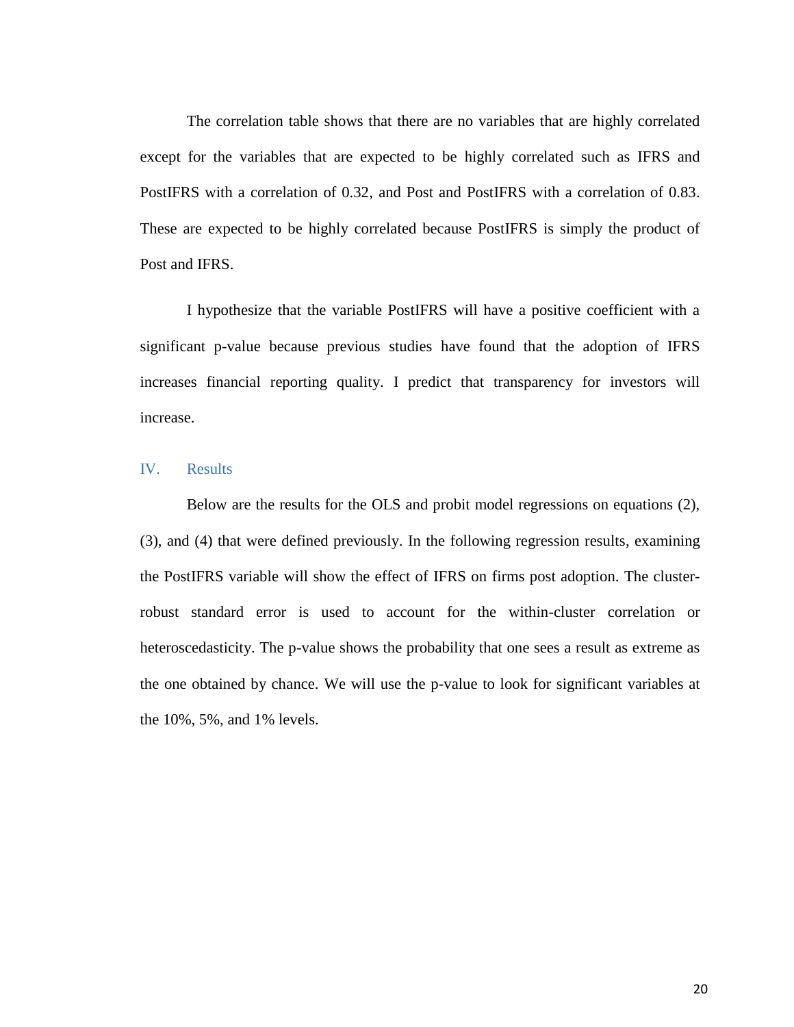The correlation table shows that there are no variables that are highly correlated except for the variables that are expected to be highly correlated such as IFRS and PostIFRS with a correlation of 0.32, and Post and PostIFRS with a correlation of 0.83. These are expected to be highly correlated because PostIFRS is simply the product of Post and IFRS.

I hypothesize that the variable PostIFRS will have a positive coefficient with a significant p-value because previous studies have found that the adoption of IFRS increases financial reporting quality. I predict that transparency for investors will increase.

## IV. Results

Below are the results for the OLS and probit model regressions on equations (2), (3), and (4) that were defined previously. In the following regression results, examining the PostIFRS variable will show the effect of IFRS on firms post adoption. The cluster-robust standard error is used to account for the within-cluster correlation or heteroscedasticity. The p-value shows the probability that one sees a result as extreme as the one obtained by chance. We will use the p-value to look for significant variables at the 10%, 5%, and 1% levels.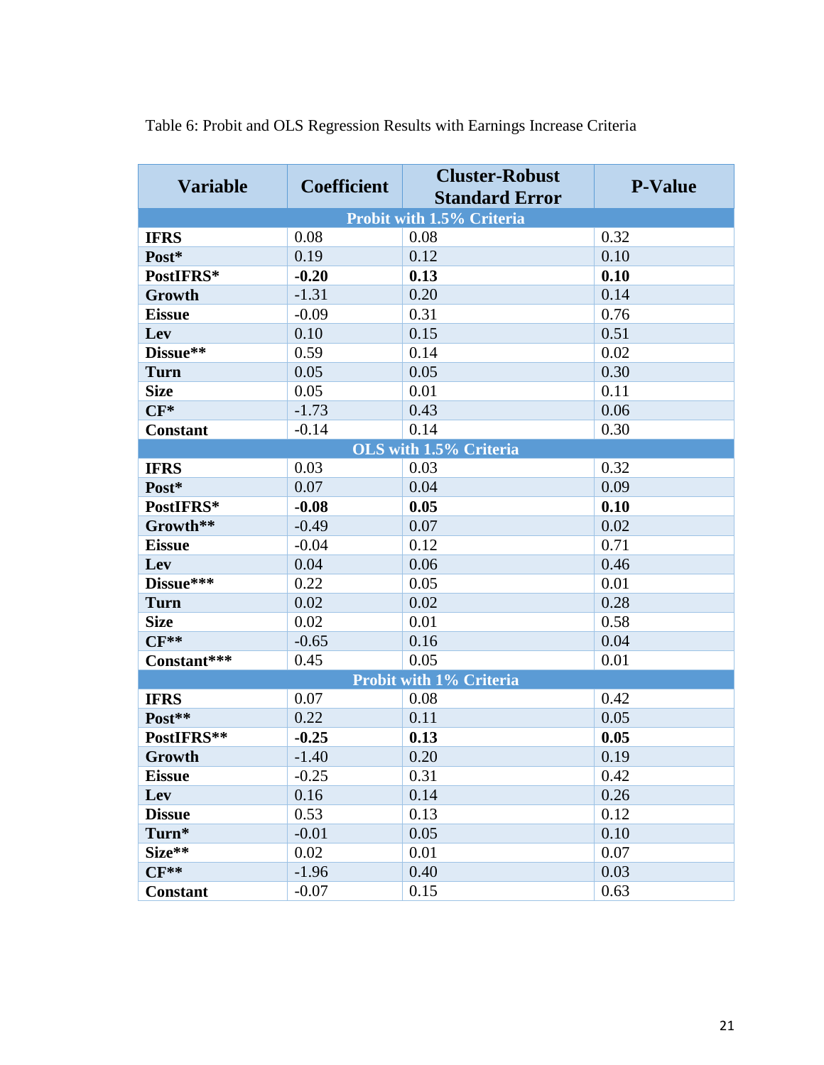Table 6: Probit and OLS Regression Results with Earnings Increase Criteria

| Variable | Coefficient | Cluster-Robust Standard Error | P-Value |
|---|---|---|---|
| **Probit with 1.5% Criteria** | | | |
| **IFRS** | 0.08 | 0.08 | 0.32 |
| **Post*** | 0.19 | 0.12 | 0.10 |
| **PostIFRS*** | **-0.20** | **0.13** | **0.10** |
| **Growth** | -1.31 | 0.20 | 0.14 |
| **Eissue** | -0.09 | 0.31 | 0.76 |
| **Lev** | 0.10 | 0.15 | 0.51 |
| **Dissue**** | 0.59 | 0.14 | 0.02 |
| **Turn** | 0.05 | 0.05 | 0.30 |
| **Size** | 0.05 | 0.01 | 0.11 |
| **CF*** | -1.73 | 0.43 | 0.06 |
| **Constant** | -0.14 | 0.14 | 0.30 |
| **OLS with 1.5% Criteria** | | | |
| **IFRS** | 0.03 | 0.03 | 0.32 |
| **Post*** | 0.07 | 0.04 | 0.09 |
| **PostIFRS*** | **-0.08** | **0.05** | **0.10** |
| **Growth**** | -0.49 | 0.07 | 0.02 |
| **Eissue** | -0.04 | 0.12 | 0.71 |
| **Lev** | 0.04 | 0.06 | 0.46 |
| **Dissue***** | 0.22 | 0.05 | 0.01 |
| **Turn** | 0.02 | 0.02 | 0.28 |
| **Size** | 0.02 | 0.01 | 0.58 |
| **CF**** | -0.65 | 0.16 | 0.04 |
| **Constant***** | 0.45 | 0.05 | 0.01 |
| **Probit with 1% Criteria** | | | |
| **IFRS** | 0.07 | 0.08 | 0.42 |
| **Post**** | 0.22 | 0.11 | 0.05 |
| **PostIFRS**** | **-0.25** | **0.13** | **0.05** |
| **Growth** | -1.40 | 0.20 | 0.19 |
| **Eissue** | -0.25 | 0.31 | 0.42 |
| **Lev** | 0.16 | 0.14 | 0.26 |
| **Dissue** | 0.53 | 0.13 | 0.12 |
| **Turn*** | -0.01 | 0.05 | 0.10 |
| **Size**** | 0.02 | 0.01 | 0.07 |
| **CF**** | -1.96 | 0.40 | 0.03 |
| **Constant** | -0.07 | 0.15 | 0.63 |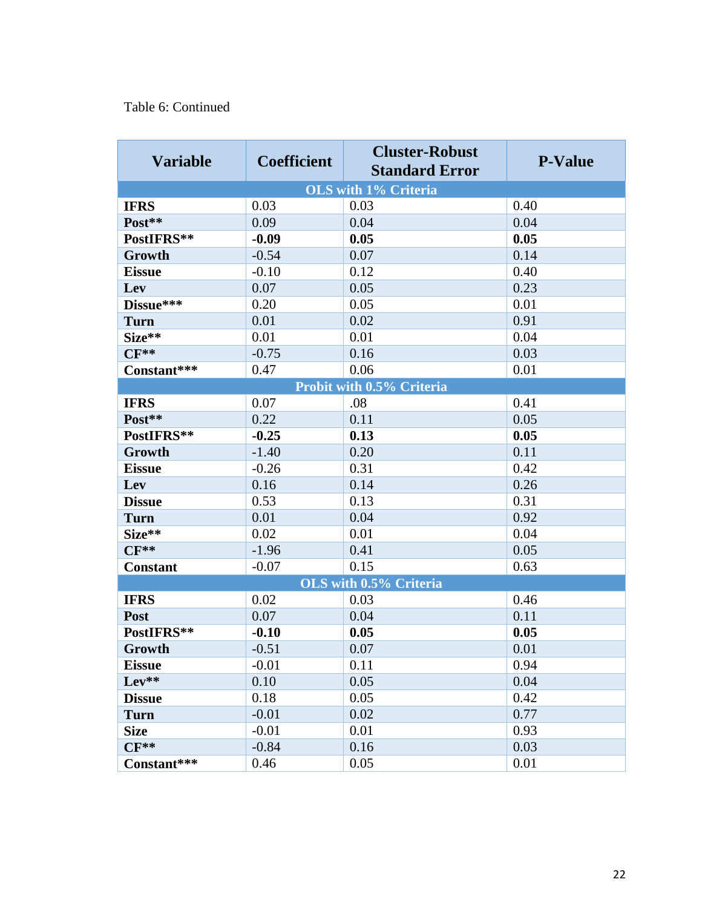Table 6: Continued

| Variable | Coefficient | Cluster-Robust Standard Error | P-Value |
|---|---|---|---|
| **OLS with 1% Criteria** | | | |
| **IFRS** | 0.03 | 0.03 | 0.40 |
| **Post**** | 0.09 | 0.04 | 0.04 |
| **PostIFRS**** | **-0.09** | **0.05** | **0.05** |
| **Growth** | -0.54 | 0.07 | 0.14 |
| **Eissue** | -0.10 | 0.12 | 0.40 |
| **Lev** | 0.07 | 0.05 | 0.23 |
| **Dissue***** | 0.20 | 0.05 | 0.01 |
| **Turn** | 0.01 | 0.02 | 0.91 |
| **Size**** | 0.01 | 0.01 | 0.04 |
| **CF**** | -0.75 | 0.16 | 0.03 |
| **Constant***** | 0.47 | 0.06 | 0.01 |
| **Probit with 0.5% Criteria** | | | |
| **IFRS** | 0.07 | .08 | 0.41 |
| **Post**** | 0.22 | 0.11 | 0.05 |
| **PostIFRS**** | **-0.25** | **0.13** | **0.05** |
| **Growth** | -1.40 | 0.20 | 0.11 |
| **Eissue** | -0.26 | 0.31 | 0.42 |
| **Lev** | 0.16 | 0.14 | 0.26 |
| **Dissue** | 0.53 | 0.13 | 0.31 |
| **Turn** | 0.01 | 0.04 | 0.92 |
| **Size**** | 0.02 | 0.01 | 0.04 |
| **CF**** | -1.96 | 0.41 | 0.05 |
| **Constant** | -0.07 | 0.15 | 0.63 |
| **OLS with 0.5% Criteria** | | | |
| **IFRS** | 0.02 | 0.03 | 0.46 |
| **Post** | 0.07 | 0.04 | 0.11 |
| **PostIFRS**** | **-0.10** | **0.05** | **0.05** |
| **Growth** | -0.51 | 0.07 | 0.01 |
| **Eissue** | -0.01 | 0.11 | 0.94 |
| **Lev**** | 0.10 | 0.05 | 0.04 |
| **Dissue** | 0.18 | 0.05 | 0.42 |
| **Turn** | -0.01 | 0.02 | 0.77 |
| **Size** | -0.01 | 0.01 | 0.93 |
| **CF**** | -0.84 | 0.16 | 0.03 |
| **Constant***** | 0.46 | 0.05 | 0.01 |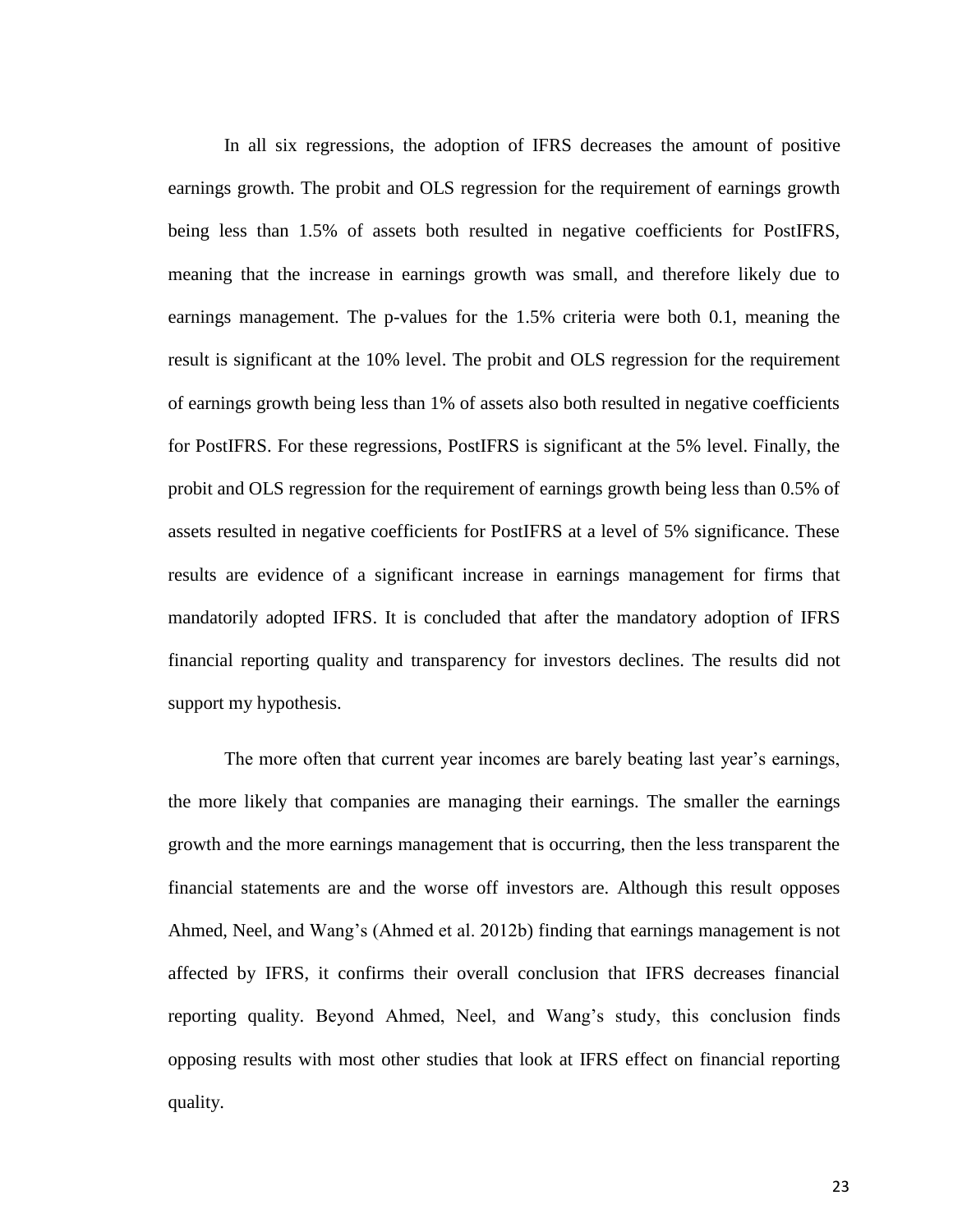In all six regressions, the adoption of IFRS decreases the amount of positive earnings growth. The probit and OLS regression for the requirement of earnings growth being less than 1.5% of assets both resulted in negative coefficients for PostIFRS, meaning that the increase in earnings growth was small, and therefore likely due to earnings management. The p-values for the 1.5% criteria were both 0.1, meaning the result is significant at the 10% level. The probit and OLS regression for the requirement of earnings growth being less than 1% of assets also both resulted in negative coefficients for PostIFRS. For these regressions, PostIFRS is significant at the 5% level. Finally, the probit and OLS regression for the requirement of earnings growth being less than 0.5% of assets resulted in negative coefficients for PostIFRS at a level of 5% significance. These results are evidence of a significant increase in earnings management for firms that mandatorily adopted IFRS. It is concluded that after the mandatory adoption of IFRS financial reporting quality and transparency for investors declines. The results did not support my hypothesis.

The more often that current year incomes are barely beating last year's earnings, the more likely that companies are managing their earnings. The smaller the earnings growth and the more earnings management that is occurring, then the less transparent the financial statements are and the worse off investors are. Although this result opposes Ahmed, Neel, and Wang's (Ahmed et al. 2012b) finding that earnings management is not affected by IFRS, it confirms their overall conclusion that IFRS decreases financial reporting quality. Beyond Ahmed, Neel, and Wang's study, this conclusion finds opposing results with most other studies that look at IFRS effect on financial reporting quality.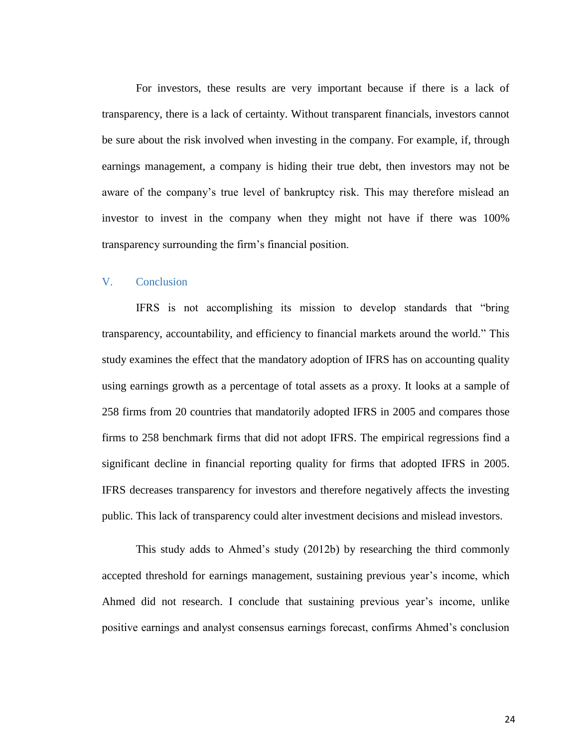For investors, these results are very important because if there is a lack of transparency, there is a lack of certainty. Without transparent financials, investors cannot be sure about the risk involved when investing in the company. For example, if, through earnings management, a company is hiding their true debt, then investors may not be aware of the company's true level of bankruptcy risk. This may therefore mislead an investor to invest in the company when they might not have if there was 100% transparency surrounding the firm's financial position.

## V. Conclusion

IFRS is not accomplishing its mission to develop standards that "bring transparency, accountability, and efficiency to financial markets around the world." This study examines the effect that the mandatory adoption of IFRS has on accounting quality using earnings growth as a percentage of total assets as a proxy. It looks at a sample of 258 firms from 20 countries that mandatorily adopted IFRS in 2005 and compares those firms to 258 benchmark firms that did not adopt IFRS. The empirical regressions find a significant decline in financial reporting quality for firms that adopted IFRS in 2005. IFRS decreases transparency for investors and therefore negatively affects the investing public. This lack of transparency could alter investment decisions and mislead investors.

This study adds to Ahmed's study (2012b) by researching the third commonly accepted threshold for earnings management, sustaining previous year's income, which Ahmed did not research. I conclude that sustaining previous year's income, unlike positive earnings and analyst consensus earnings forecast, confirms Ahmed's conclusion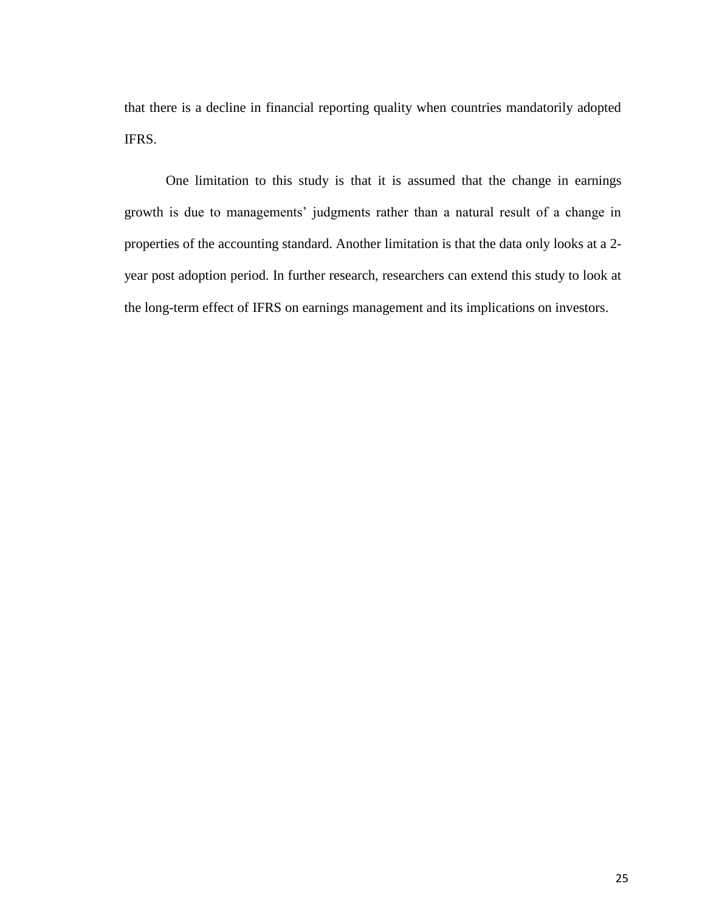that there is a decline in financial reporting quality when countries mandatorily adopted IFRS.

One limitation to this study is that it is assumed that the change in earnings growth is due to managements' judgments rather than a natural result of a change in properties of the accounting standard. Another limitation is that the data only looks at a 2-year post adoption period. In further research, researchers can extend this study to look at the long-term effect of IFRS on earnings management and its implications on investors.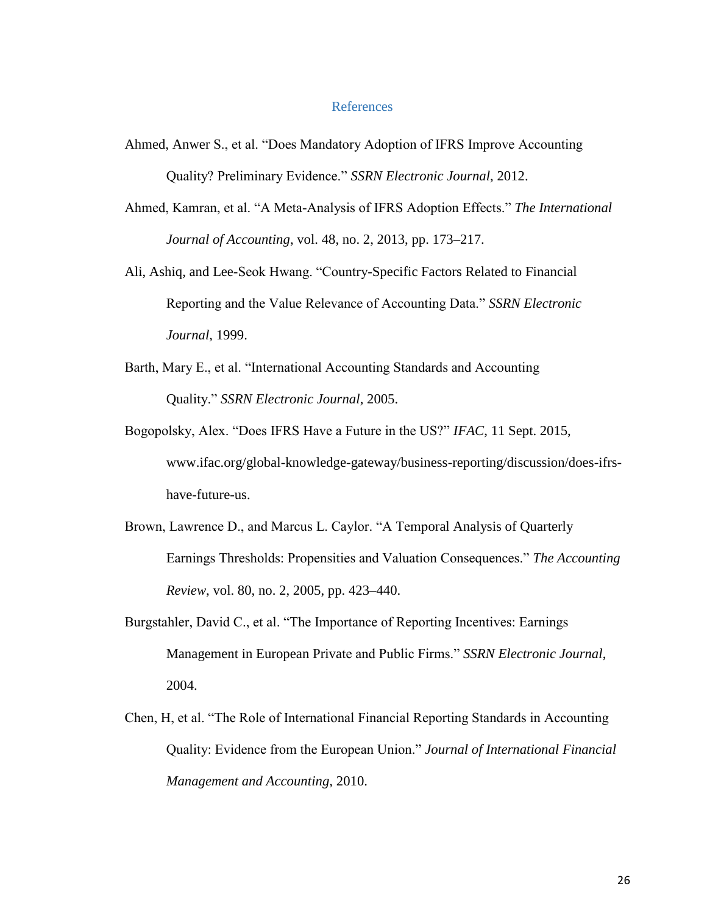## References

Ahmed, Anwer S., et al. “Does Mandatory Adoption of IFRS Improve Accounting Quality? Preliminary Evidence.” *SSRN Electronic Journal*, 2012.

Ahmed, Kamran, et al. “A Meta-Analysis of IFRS Adoption Effects.” *The International Journal of Accounting*, vol. 48, no. 2, 2013, pp. 173–217.

Ali, Ashiq, and Lee-Seok Hwang. “Country-Specific Factors Related to Financial Reporting and the Value Relevance of Accounting Data.” *SSRN Electronic Journal*, 1999.

Barth, Mary E., et al. “International Accounting Standards and Accounting Quality.” *SSRN Electronic Journal*, 2005.

Bogopolsky, Alex. “Does IFRS Have a Future in the US?” *IFAC*, 11 Sept. 2015, www.ifac.org/global-knowledge-gateway/business-reporting/discussion/does-ifrs-have-future-us.

Brown, Lawrence D., and Marcus L. Caylor. “A Temporal Analysis of Quarterly Earnings Thresholds: Propensities and Valuation Consequences.” *The Accounting Review*, vol. 80, no. 2, 2005, pp. 423–440.

Burgstahler, David C., et al. “The Importance of Reporting Incentives: Earnings Management in European Private and Public Firms.” *SSRN Electronic Journal*, 2004.

Chen, H, et al. “The Role of International Financial Reporting Standards in Accounting Quality: Evidence from the European Union.” *Journal of International Financial Management and Accounting*, 2010.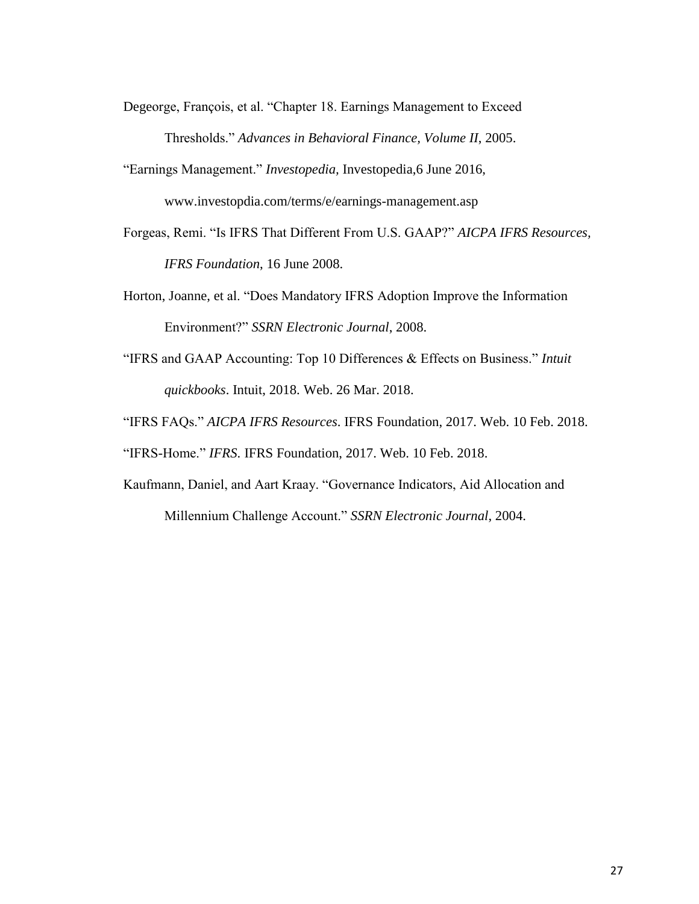Degeorge, François, et al. "Chapter 18. Earnings Management to Exceed Thresholds." *Advances in Behavioral Finance, Volume II*, 2005.

"Earnings Management." *Investopedia*, Investopedia,6 June 2016, www.investopdia.com/terms/e/earnings-management.asp

Forgeas, Remi. "Is IFRS That Different From U.S. GAAP?" *AICPA IFRS Resources, IFRS Foundation*, 16 June 2008.

Horton, Joanne, et al. "Does Mandatory IFRS Adoption Improve the Information Environment?" *SSRN Electronic Journal*, 2008.

"IFRS and GAAP Accounting: Top 10 Differences & Effects on Business." *Intuit quickbooks*. Intuit, 2018. Web. 26 Mar. 2018.

"IFRS FAQs." *AICPA IFRS Resources*. IFRS Foundation, 2017. Web. 10 Feb. 2018.

"IFRS-Home." *IFRS*. IFRS Foundation, 2017. Web. 10 Feb. 2018.

Kaufmann, Daniel, and Aart Kraay. "Governance Indicators, Aid Allocation and Millennium Challenge Account." *SSRN Electronic Journal*, 2004.